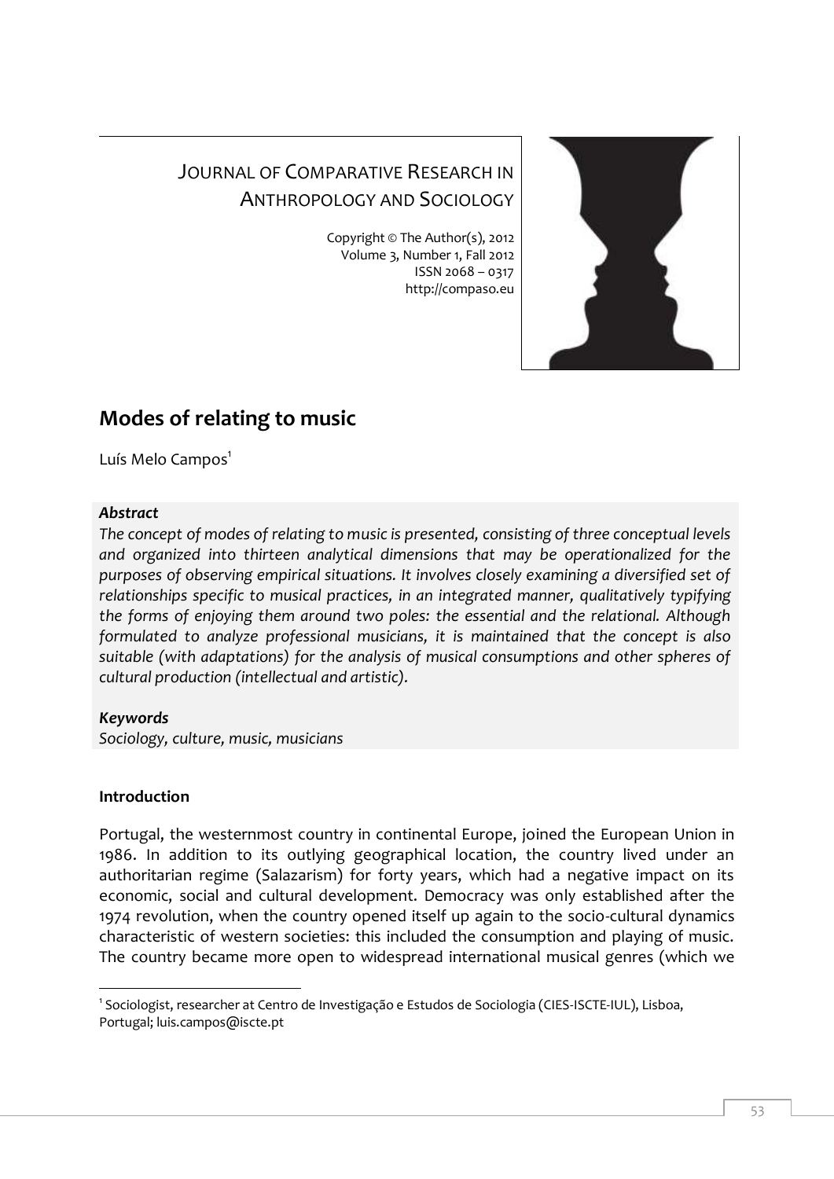JOURNAL OF COMPARATIVE RESEARCH IN ANTHROPOLOGY AND SOCIOLOGY

Copyright © The Author(s), 2012
Volume 3, Number 1, Fall 2012
ISSN 2068 – 0317
http://compaso.eu

# Modes of relating to music

Luís Melo Campos[1]

***Abstract***

*The concept of modes of relating to music is presented, consisting of three conceptual levels and organized into thirteen analytical dimensions that may be operationalized for the purposes of observing empirical situations. It involves closely examining a diversified set of relationships specific to musical practices, in an integrated manner, qualitatively typifying the forms of enjoying them around two poles: the essential and the relational. Although formulated to analyze professional musicians, it is maintained that the concept is also suitable (with adaptations) for the analysis of musical consumptions and other spheres of cultural production (intellectual and artistic).*

***Keywords***

*Sociology, culture, music, musicians*

**Introduction**

Portugal, the westernmost country in continental Europe, joined the European Union in 1986. In addition to its outlying geographical location, the country lived under an authoritarian regime (Salazarism) for forty years, which had a negative impact on its economic, social and cultural development. Democracy was only established after the 1974 revolution, when the country opened itself up again to the socio-cultural dynamics characteristic of western societies: this included the consumption and playing of music. The country became more open to widespread international musical genres (which we

[1] Sociologist, researcher at Centro de Investigação e Estudos de Sociologia (CIES-ISCTE-IUL), Lisboa, Portugal; luis.campos@iscte.pt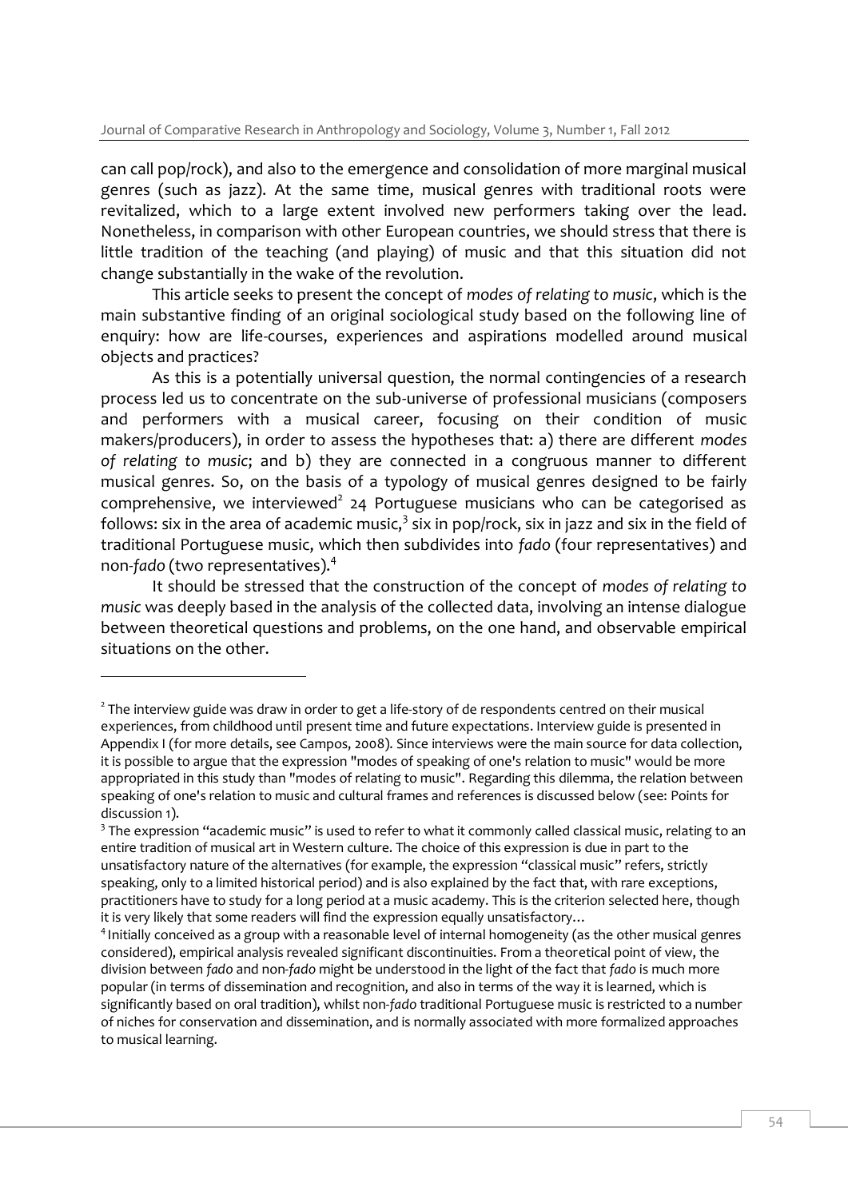can call pop/rock), and also to the emergence and consolidation of more marginal musical genres (such as jazz). At the same time, musical genres with traditional roots were revitalized, which to a large extent involved new performers taking over the lead. Nonetheless, in comparison with other European countries, we should stress that there is little tradition of the teaching (and playing) of music and that this situation did not change substantially in the wake of the revolution.

This article seeks to present the concept of *modes of relating to music*, which is the main substantive finding of an original sociological study based on the following line of enquiry: how are life-courses, experiences and aspirations modelled around musical objects and practices?

As this is a potentially universal question, the normal contingencies of a research process led us to concentrate on the sub-universe of professional musicians (composers and performers with a musical career, focusing on their condition of music makers/producers), in order to assess the hypotheses that: a) there are different *modes of relating to music*; and b) they are connected in a congruous manner to different musical genres. So, on the basis of a typology of musical genres designed to be fairly comprehensive, we interviewed[2] 24 Portuguese musicians who can be categorised as follows: six in the area of academic music,[3] six in pop/rock, six in jazz and six in the field of traditional Portuguese music, which then subdivides into *fado* (four representatives) and non-*fado* (two representatives).[4]

It should be stressed that the construction of the concept of *modes of relating to music* was deeply based in the analysis of the collected data, involving an intense dialogue between theoretical questions and problems, on the one hand, and observable empirical situations on the other.

---

[2] The interview guide was draw in order to get a life-story of de respondents centred on their musical experiences, from childhood until present time and future expectations. Interview guide is presented in Appendix I (for more details, see Campos, 2008). Since interviews were the main source for data collection, it is possible to argue that the expression "modes of speaking of one's relation to music" would be more appropriated in this study than "modes of relating to music". Regarding this dilemma, the relation between speaking of one's relation to music and cultural frames and references is discussed below (see: Points for discussion 1).

[3] The expression "academic music" is used to refer to what it commonly called classical music, relating to an entire tradition of musical art in Western culture. The choice of this expression is due in part to the unsatisfactory nature of the alternatives (for example, the expression "classical music" refers, strictly speaking, only to a limited historical period) and is also explained by the fact that, with rare exceptions, practitioners have to study for a long period at a music academy. This is the criterion selected here, though it is very likely that some readers will find the expression equally unsatisfactory…

[4] Initially conceived as a group with a reasonable level of internal homogeneity (as the other musical genres considered), empirical analysis revealed significant discontinuities. From a theoretical point of view, the division between *fado* and non-*fado* might be understood in the light of the fact that *fado* is much more popular (in terms of dissemination and recognition, and also in terms of the way it is learned, which is significantly based on oral tradition), whilst non-*fado* traditional Portuguese music is restricted to a number of niches for conservation and dissemination, and is normally associated with more formalized approaches to musical learning.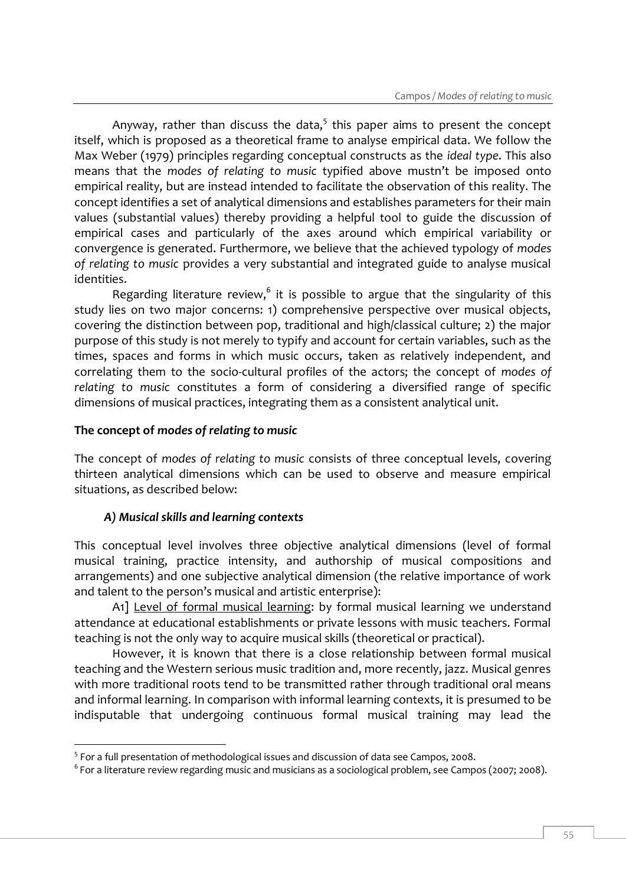Anyway, rather than discuss the data,[5] this paper aims to present the concept itself, which is proposed as a theoretical frame to analyse empirical data. We follow the Max Weber (1979) principles regarding conceptual constructs as the *ideal type*. This also means that the *modes of relating to music* typified above mustn't be imposed onto empirical reality, but are instead intended to facilitate the observation of this reality. The concept identifies a set of analytical dimensions and establishes parameters for their main values (substantial values) thereby providing a helpful tool to guide the discussion of empirical cases and particularly of the axes around which empirical variability or convergence is generated. Furthermore, we believe that the achieved typology of *modes of relating to music* provides a very substantial and integrated guide to analyse musical identities.

Regarding literature review,[6] it is possible to argue that the singularity of this study lies on two major concerns: 1) comprehensive perspective over musical objects, covering the distinction between pop, traditional and high/classical culture; 2) the major purpose of this study is not merely to typify and account for certain variables, such as the times, spaces and forms in which music occurs, taken as relatively independent, and correlating them to the socio-cultural profiles of the actors; the concept of *modes of relating to music* constitutes a form of considering a diversified range of specific dimensions of musical practices, integrating them as a consistent analytical unit.

## The concept of *modes of relating to music*

The concept of *modes of relating to music* consists of three conceptual levels, covering thirteen analytical dimensions which can be used to observe and measure empirical situations, as described below:

### *A) Musical skills and learning contexts*

This conceptual level involves three objective analytical dimensions (level of formal musical training, practice intensity, and authorship of musical compositions and arrangements) and one subjective analytical dimension (the relative importance of work and talent to the person's musical and artistic enterprise):

A1] <u>Level of formal musical learning</u>: by formal musical learning we understand attendance at educational establishments or private lessons with music teachers. Formal teaching is not the only way to acquire musical skills (theoretical or practical).

However, it is known that there is a close relationship between formal musical teaching and the Western serious music tradition and, more recently, jazz. Musical genres with more traditional roots tend to be transmitted rather through traditional oral means and informal learning. In comparison with informal learning contexts, it is presumed to be indisputable that undergoing continuous formal musical training may lead the

---

[5] For a full presentation of methodological issues and discussion of data see Campos, 2008.

[6] For a literature review regarding music and musicians as a sociological problem, see Campos (2007; 2008).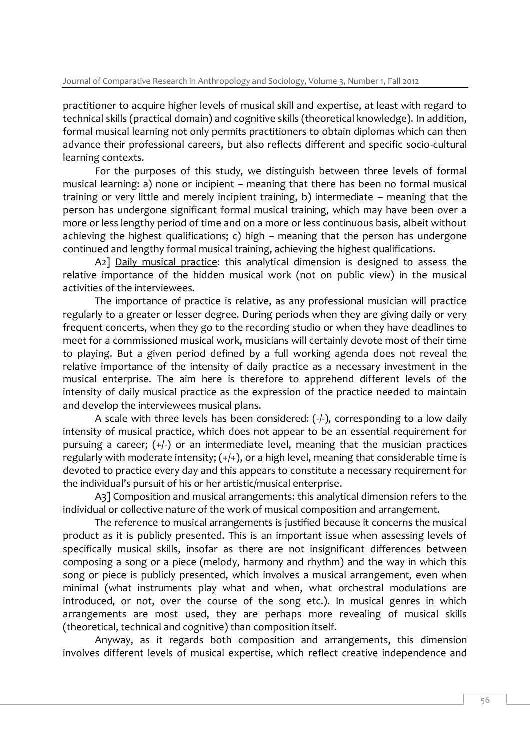practitioner to acquire higher levels of musical skill and expertise, at least with regard to technical skills (practical domain) and cognitive skills (theoretical knowledge). In addition, formal musical learning not only permits practitioners to obtain diplomas which can then advance their professional careers, but also reflects different and specific socio-cultural learning contexts.

For the purposes of this study, we distinguish between three levels of formal musical learning: a) none or incipient – meaning that there has been no formal musical training or very little and merely incipient training, b) intermediate – meaning that the person has undergone significant formal musical training, which may have been over a more or less lengthy period of time and on a more or less continuous basis, albeit without achieving the highest qualifications; c) high – meaning that the person has undergone continued and lengthy formal musical training, achieving the highest qualifications.

A2] Daily musical practice: this analytical dimension is designed to assess the relative importance of the hidden musical work (not on public view) in the musical activities of the interviewees.

The importance of practice is relative, as any professional musician will practice regularly to a greater or lesser degree. During periods when they are giving daily or very frequent concerts, when they go to the recording studio or when they have deadlines to meet for a commissioned musical work, musicians will certainly devote most of their time to playing. But a given period defined by a full working agenda does not reveal the relative importance of the intensity of daily practice as a necessary investment in the musical enterprise. The aim here is therefore to apprehend different levels of the intensity of daily musical practice as the expression of the practice needed to maintain and develop the interviewees musical plans.

A scale with three levels has been considered: (-/-), corresponding to a low daily intensity of musical practice, which does not appear to be an essential requirement for pursuing a career; (+/-) or an intermediate level, meaning that the musician practices regularly with moderate intensity; (+/+), or a high level, meaning that considerable time is devoted to practice every day and this appears to constitute a necessary requirement for the individual's pursuit of his or her artistic/musical enterprise.

A3] Composition and musical arrangements: this analytical dimension refers to the individual or collective nature of the work of musical composition and arrangement.

The reference to musical arrangements is justified because it concerns the musical product as it is publicly presented. This is an important issue when assessing levels of specifically musical skills, insofar as there are not insignificant differences between composing a song or a piece (melody, harmony and rhythm) and the way in which this song or piece is publicly presented, which involves a musical arrangement, even when minimal (what instruments play what and when, what orchestral modulations are introduced, or not, over the course of the song etc.). In musical genres in which arrangements are most used, they are perhaps more revealing of musical skills (theoretical, technical and cognitive) than composition itself.

Anyway, as it regards both composition and arrangements, this dimension involves different levels of musical expertise, which reflect creative independence and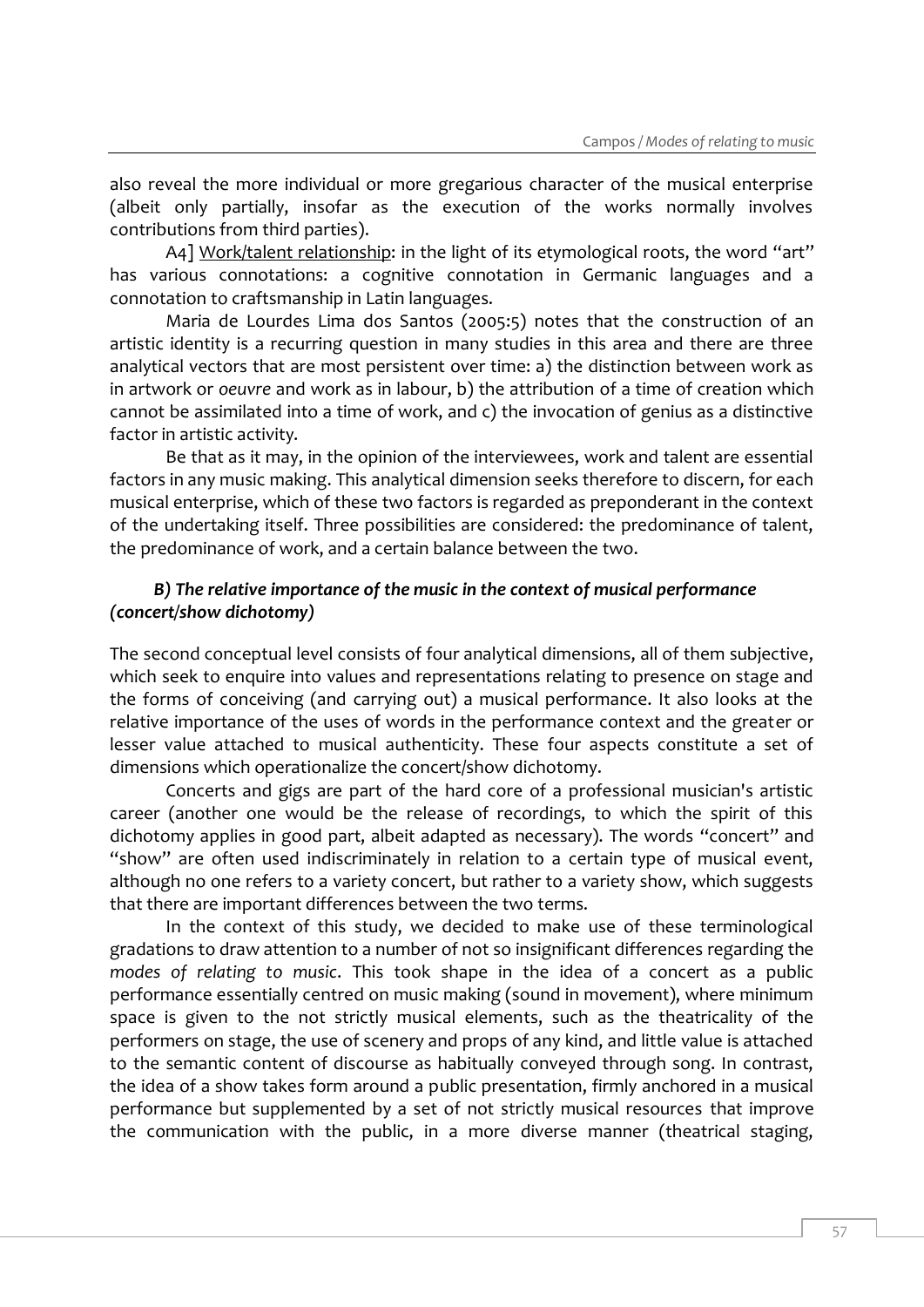also reveal the more individual or more gregarious character of the musical enterprise (albeit only partially, insofar as the execution of the works normally involves contributions from third parties).

A4] <u>Work/talent relationship</u>: in the light of its etymological roots, the word "art" has various connotations: a cognitive connotation in Germanic languages and a connotation to craftsmanship in Latin languages.

Maria de Lourdes Lima dos Santos (2005:5) notes that the construction of an artistic identity is a recurring question in many studies in this area and there are three analytical vectors that are most persistent over time: a) the distinction between work as in artwork or *oeuvre* and work as in labour, b) the attribution of a time of creation which cannot be assimilated into a time of work, and c) the invocation of genius as a distinctive factor in artistic activity.

Be that as it may, in the opinion of the interviewees, work and talent are essential factors in any music making. This analytical dimension seeks therefore to discern, for each musical enterprise, which of these two factors is regarded as preponderant in the context of the undertaking itself. Three possibilities are considered: the predominance of talent, the predominance of work, and a certain balance between the two.

### *B) The relative importance of the music in the context of musical performance (concert/show dichotomy)*

The second conceptual level consists of four analytical dimensions, all of them subjective, which seek to enquire into values and representations relating to presence on stage and the forms of conceiving (and carrying out) a musical performance. It also looks at the relative importance of the uses of words in the performance context and the greater or lesser value attached to musical authenticity. These four aspects constitute a set of dimensions which operationalize the concert/show dichotomy.

Concerts and gigs are part of the hard core of a professional musician's artistic career (another one would be the release of recordings, to which the spirit of this dichotomy applies in good part, albeit adapted as necessary). The words "concert" and "show" are often used indiscriminately in relation to a certain type of musical event, although no one refers to a variety concert, but rather to a variety show, which suggests that there are important differences between the two terms.

In the context of this study, we decided to make use of these terminological gradations to draw attention to a number of not so insignificant differences regarding the *modes of relating to music*. This took shape in the idea of a concert as a public performance essentially centred on music making (sound in movement), where minimum space is given to the not strictly musical elements, such as the theatricality of the performers on stage, the use of scenery and props of any kind, and little value is attached to the semantic content of discourse as habitually conveyed through song. In contrast, the idea of a show takes form around a public presentation, firmly anchored in a musical performance but supplemented by a set of not strictly musical resources that improve the communication with the public, in a more diverse manner (theatrical staging,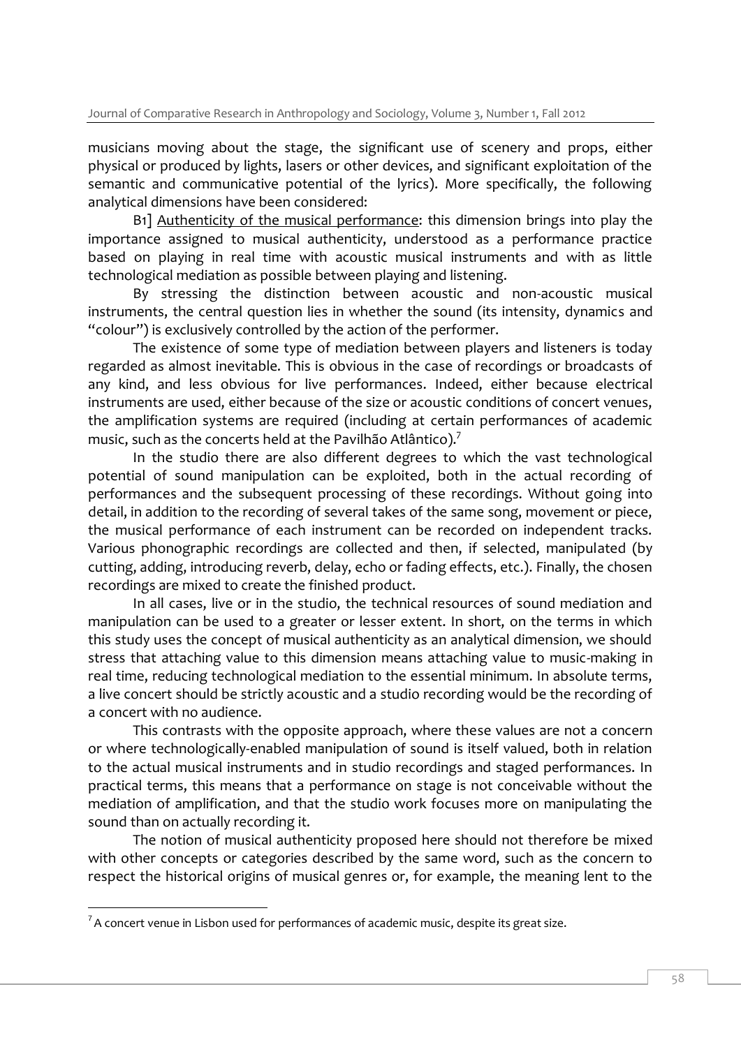musicians moving about the stage, the significant use of scenery and props, either physical or produced by lights, lasers or other devices, and significant exploitation of the semantic and communicative potential of the lyrics). More specifically, the following analytical dimensions have been considered:

B1] Authenticity of the musical performance: this dimension brings into play the importance assigned to musical authenticity, understood as a performance practice based on playing in real time with acoustic musical instruments and with as little technological mediation as possible between playing and listening.

By stressing the distinction between acoustic and non-acoustic musical instruments, the central question lies in whether the sound (its intensity, dynamics and "colour") is exclusively controlled by the action of the performer.

The existence of some type of mediation between players and listeners is today regarded as almost inevitable. This is obvious in the case of recordings or broadcasts of any kind, and less obvious for live performances. Indeed, either because electrical instruments are used, either because of the size or acoustic conditions of concert venues, the amplification systems are required (including at certain performances of academic music, such as the concerts held at the Pavilhão Atlântico).[7]

In the studio there are also different degrees to which the vast technological potential of sound manipulation can be exploited, both in the actual recording of performances and the subsequent processing of these recordings. Without going into detail, in addition to the recording of several takes of the same song, movement or piece, the musical performance of each instrument can be recorded on independent tracks. Various phonographic recordings are collected and then, if selected, manipulated (by cutting, adding, introducing reverb, delay, echo or fading effects, etc.). Finally, the chosen recordings are mixed to create the finished product.

In all cases, live or in the studio, the technical resources of sound mediation and manipulation can be used to a greater or lesser extent. In short, on the terms in which this study uses the concept of musical authenticity as an analytical dimension, we should stress that attaching value to this dimension means attaching value to music-making in real time, reducing technological mediation to the essential minimum. In absolute terms, a live concert should be strictly acoustic and a studio recording would be the recording of a concert with no audience.

This contrasts with the opposite approach, where these values are not a concern or where technologically-enabled manipulation of sound is itself valued, both in relation to the actual musical instruments and in studio recordings and staged performances. In practical terms, this means that a performance on stage is not conceivable without the mediation of amplification, and that the studio work focuses more on manipulating the sound than on actually recording it.

The notion of musical authenticity proposed here should not therefore be mixed with other concepts or categories described by the same word, such as the concern to respect the historical origins of musical genres or, for example, the meaning lent to the

---

[7] A concert venue in Lisbon used for performances of academic music, despite its great size.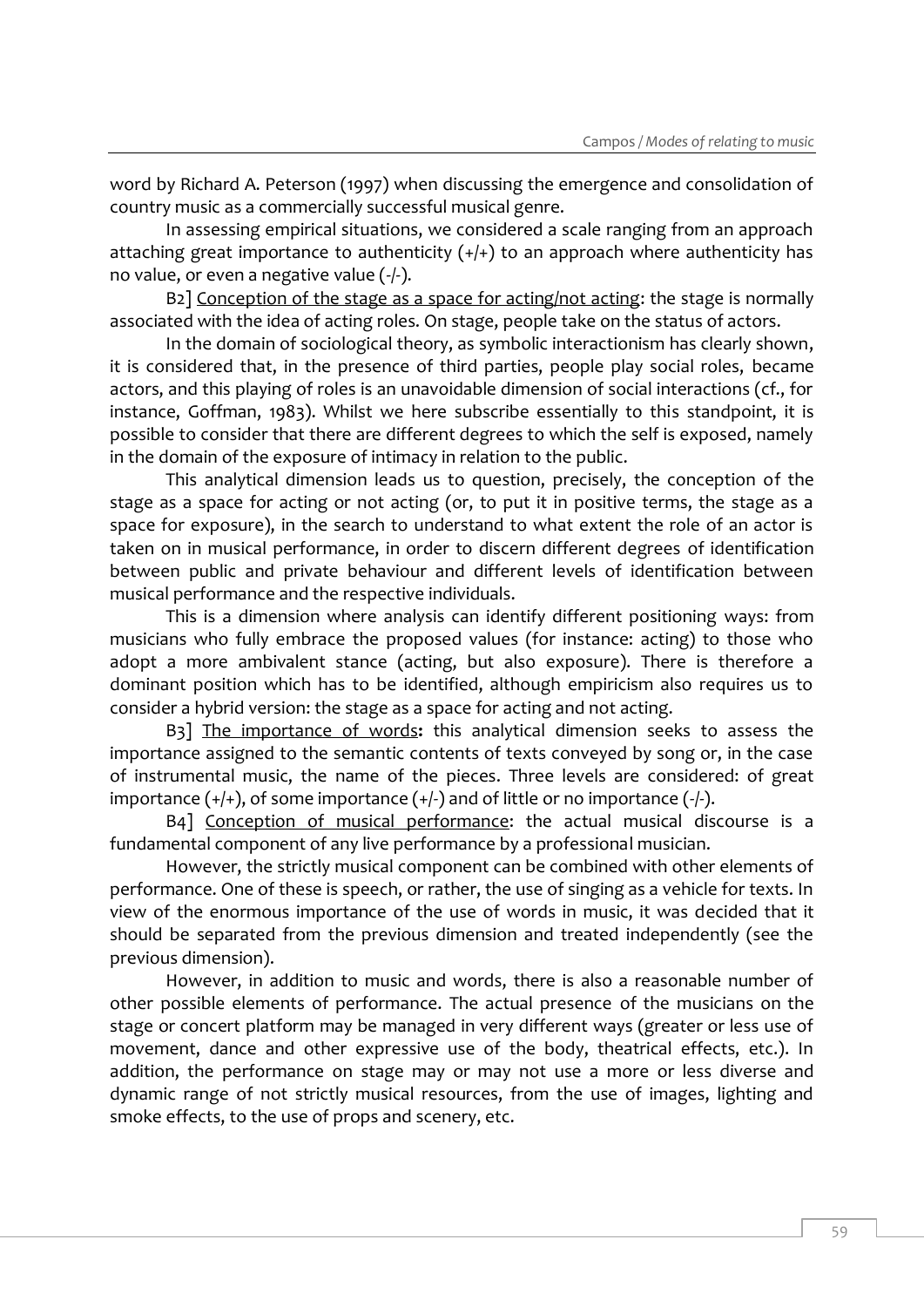word by Richard A. Peterson (1997) when discussing the emergence and consolidation of country music as a commercially successful musical genre.

In assessing empirical situations, we considered a scale ranging from an approach attaching great importance to authenticity (+/+) to an approach where authenticity has no value, or even a negative value (-/-).

B2] <u>Conception of the stage as a space for acting/not acting</u>: the stage is normally associated with the idea of acting roles. On stage, people take on the status of actors.

In the domain of sociological theory, as symbolic interactionism has clearly shown, it is considered that, in the presence of third parties, people play social roles, became actors, and this playing of roles is an unavoidable dimension of social interactions (cf., for instance, Goffman, 1983). Whilst we here subscribe essentially to this standpoint, it is possible to consider that there are different degrees to which the self is exposed, namely in the domain of the exposure of intimacy in relation to the public.

This analytical dimension leads us to question, precisely, the conception of the stage as a space for acting or not acting (or, to put it in positive terms, the stage as a space for exposure), in the search to understand to what extent the role of an actor is taken on in musical performance, in order to discern different degrees of identification between public and private behaviour and different levels of identification between musical performance and the respective individuals.

This is a dimension where analysis can identify different positioning ways: from musicians who fully embrace the proposed values (for instance: acting) to those who adopt a more ambivalent stance (acting, but also exposure). There is therefore a dominant position which has to be identified, although empiricism also requires us to consider a hybrid version: the stage as a space for acting and not acting.

B3] <u>The importance of words</u>**:** this analytical dimension seeks to assess the importance assigned to the semantic contents of texts conveyed by song or, in the case of instrumental music, the name of the pieces. Three levels are considered: of great importance (+/+), of some importance (+/-) and of little or no importance (-/-).

B4] <u>Conception of musical performance</u>: the actual musical discourse is a fundamental component of any live performance by a professional musician.

However, the strictly musical component can be combined with other elements of performance. One of these is speech, or rather, the use of singing as a vehicle for texts. In view of the enormous importance of the use of words in music, it was decided that it should be separated from the previous dimension and treated independently (see the previous dimension).

However, in addition to music and words, there is also a reasonable number of other possible elements of performance. The actual presence of the musicians on the stage or concert platform may be managed in very different ways (greater or less use of movement, dance and other expressive use of the body, theatrical effects, etc.). In addition, the performance on stage may or may not use a more or less diverse and dynamic range of not strictly musical resources, from the use of images, lighting and smoke effects, to the use of props and scenery, etc.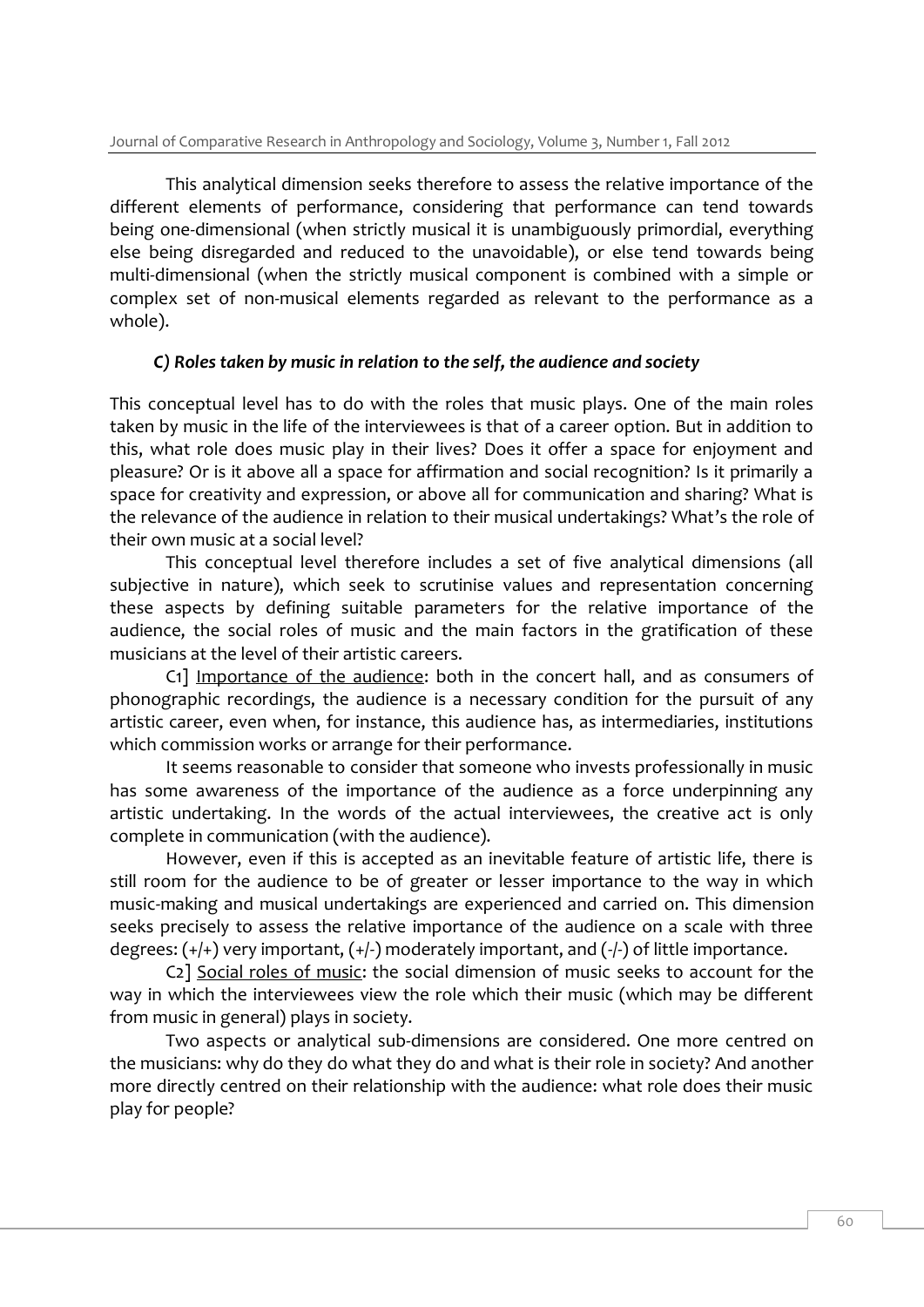This analytical dimension seeks therefore to assess the relative importance of the different elements of performance, considering that performance can tend towards being one-dimensional (when strictly musical it is unambiguously primordial, everything else being disregarded and reduced to the unavoidable), or else tend towards being multi-dimensional (when the strictly musical component is combined with a simple or complex set of non-musical elements regarded as relevant to the performance as a whole).

### *C) Roles taken by music in relation to the self, the audience and society*

This conceptual level has to do with the roles that music plays. One of the main roles taken by music in the life of the interviewees is that of a career option. But in addition to this, what role does music play in their lives? Does it offer a space for enjoyment and pleasure? Or is it above all a space for affirmation and social recognition? Is it primarily a space for creativity and expression, or above all for communication and sharing? What is the relevance of the audience in relation to their musical undertakings? What's the role of their own music at a social level?

This conceptual level therefore includes a set of five analytical dimensions (all subjective in nature), which seek to scrutinise values and representation concerning these aspects by defining suitable parameters for the relative importance of the audience, the social roles of music and the main factors in the gratification of these musicians at the level of their artistic careers.

C1] <u>Importance of the audience</u>: both in the concert hall, and as consumers of phonographic recordings, the audience is a necessary condition for the pursuit of any artistic career, even when, for instance, this audience has, as intermediaries, institutions which commission works or arrange for their performance.

It seems reasonable to consider that someone who invests professionally in music has some awareness of the importance of the audience as a force underpinning any artistic undertaking. In the words of the actual interviewees, the creative act is only complete in communication (with the audience).

However, even if this is accepted as an inevitable feature of artistic life, there is still room for the audience to be of greater or lesser importance to the way in which music-making and musical undertakings are experienced and carried on. This dimension seeks precisely to assess the relative importance of the audience on a scale with three degrees: (+/+) very important, (+/-) moderately important, and (-/-) of little importance.

C2] <u>Social roles of music</u>: the social dimension of music seeks to account for the way in which the interviewees view the role which their music (which may be different from music in general) plays in society.

Two aspects or analytical sub-dimensions are considered. One more centred on the musicians: why do they do what they do and what is their role in society? And another more directly centred on their relationship with the audience: what role does their music play for people?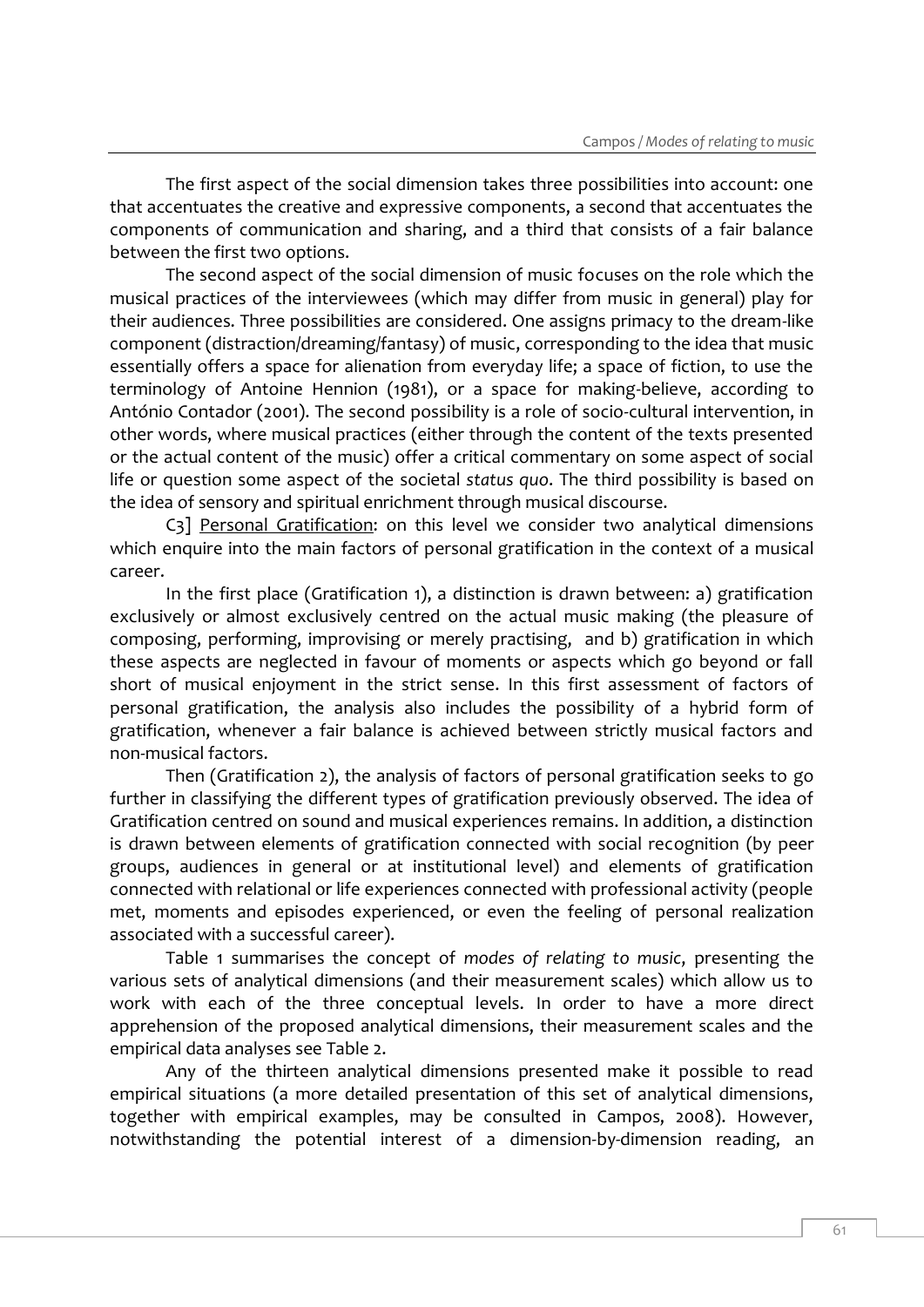The first aspect of the social dimension takes three possibilities into account: one that accentuates the creative and expressive components, a second that accentuates the components of communication and sharing, and a third that consists of a fair balance between the first two options.

The second aspect of the social dimension of music focuses on the role which the musical practices of the interviewees (which may differ from music in general) play for their audiences. Three possibilities are considered. One assigns primacy to the dream-like component (distraction/dreaming/fantasy) of music, corresponding to the idea that music essentially offers a space for alienation from everyday life; a space of fiction, to use the terminology of Antoine Hennion (1981), or a space for making-believe, according to António Contador (2001). The second possibility is a role of socio-cultural intervention, in other words, where musical practices (either through the content of the texts presented or the actual content of the music) offer a critical commentary on some aspect of social life or question some aspect of the societal *status quo*. The third possibility is based on the idea of sensory and spiritual enrichment through musical discourse.

C3] <u>Personal Gratification</u>: on this level we consider two analytical dimensions which enquire into the main factors of personal gratification in the context of a musical career.

In the first place (Gratification 1), a distinction is drawn between: a) gratification exclusively or almost exclusively centred on the actual music making (the pleasure of composing, performing, improvising or merely practising, and b) gratification in which these aspects are neglected in favour of moments or aspects which go beyond or fall short of musical enjoyment in the strict sense. In this first assessment of factors of personal gratification, the analysis also includes the possibility of a hybrid form of gratification, whenever a fair balance is achieved between strictly musical factors and non-musical factors.

Then (Gratification 2), the analysis of factors of personal gratification seeks to go further in classifying the different types of gratification previously observed. The idea of Gratification centred on sound and musical experiences remains. In addition, a distinction is drawn between elements of gratification connected with social recognition (by peer groups, audiences in general or at institutional level) and elements of gratification connected with relational or life experiences connected with professional activity (people met, moments and episodes experienced, or even the feeling of personal realization associated with a successful career).

Table 1 summarises the concept of *modes of relating to music*, presenting the various sets of analytical dimensions (and their measurement scales) which allow us to work with each of the three conceptual levels. In order to have a more direct apprehension of the proposed analytical dimensions, their measurement scales and the empirical data analyses see Table 2.

Any of the thirteen analytical dimensions presented make it possible to read empirical situations (a more detailed presentation of this set of analytical dimensions, together with empirical examples, may be consulted in Campos, 2008). However, notwithstanding the potential interest of a dimension-by-dimension reading, an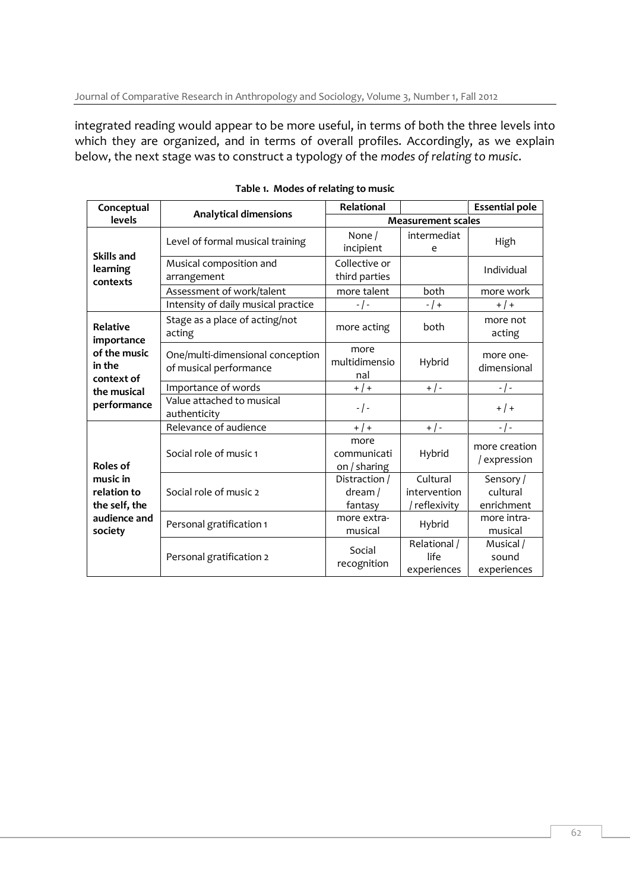integrated reading would appear to be more useful, in terms of both the three levels into which they are organized, and in terms of overall profiles. Accordingly, as we explain below, the next stage was to construct a typology of the *modes of relating to music*.

**Table 1. Modes of relating to music**

| Conceptual levels | Analytical dimensions | Relational | | Essential pole |
|---|---|---|---|---|
| | | Measurement scales | | |
| Skills and learning contexts | Level of formal musical training | None / incipient | intermediate | High |
| | Musical composition and arrangement | Collective or third parties | | Individual |
| | Assessment of work/talent | more talent | both | more work |
| | Intensity of daily musical practice | - / - | - / + | + / + |
| Relative importance of the music in the context of the musical performance | Stage as a place of acting/not acting | more acting | both | more not acting |
| | One/multi-dimensional conception of musical performance | more multidimensional | Hybrid | more one-dimensional |
| | Importance of words | + / + | + / - | - / - |
| | Value attached to musical authenticity | - / - | | + / + |
| Roles of music in relation to the self, the audience and society | Relevance of audience | + / + | + / - | - / - |
| | Social role of music 1 | more communication / sharing | Hybrid | more creation / expression |
| | Social role of music 2 | Distraction / dream / fantasy | Cultural intervention / reflexivity | Sensory / cultural enrichment |
| | Personal gratification 1 | more extra-musical | Hybrid | more intra-musical |
| | Personal gratification 2 | Social recognition | Relational / life experiences | Musical / sound experiences |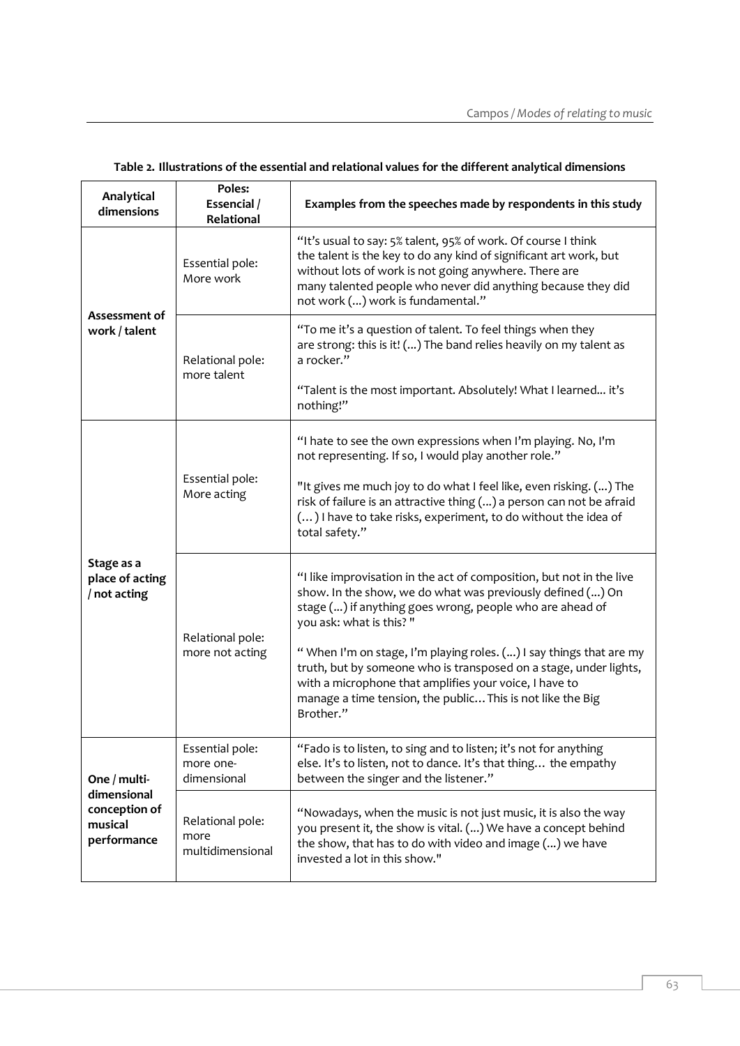**Table 2. Illustrations of the essential and relational values for the different analytical dimensions**

| Analytical dimensions | Poles: Essencial / Relational | Examples from the speeches made by respondents in this study |
|---|---|---|
| **Assessment of work / talent** | Essential pole: More work | "It's usual to say: 5% talent, 95% of work. Of course I think the talent is the key to do any kind of significant art work, but without lots of work is not going anywhere. There are many talented people who never did anything because they did not work (...) work is fundamental." |
| | Relational pole: more talent | "To me it's a question of talent. To feel things when they are strong: this is it! (...) The band relies heavily on my talent as a rocker."<br><br>"Talent is the most important. Absolutely! What I learned... it's nothing!" |
| **Stage as a place of acting / not acting** | Essential pole: More acting | "I hate to see the own expressions when I'm playing. No, I'm not representing. If so, I would play another role."<br><br>"It gives me much joy to do what I feel like, even risking. (...) The risk of failure is an attractive thing (...) a person can not be afraid (…) I have to take risks, experiment, to do without the idea of total safety." |
| | Relational pole: more not acting | "I like improvisation in the act of composition, but not in the live show. In the show, we do what was previously defined (...) On stage (...) if anything goes wrong, people who are ahead of you ask: what is this? "<br><br>" When I'm on stage, I'm playing roles. (...) I say things that are my truth, but by someone who is transposed on a stage, under lights, with a microphone that amplifies your voice, I have to manage a time tension, the public… This is not like the Big Brother." |
| **One / multi-dimensional conception of musical performance** | Essential pole: more one-dimensional | "Fado is to listen, to sing and to listen; it's not for anything else. It's to listen, not to dance. It's that thing… the empathy between the singer and the listener." |
| | Relational pole: more multidimensional | "Nowadays, when the music is not just music, it is also the way you present it, the show is vital. (...) We have a concept behind the show, that has to do with video and image (...) we have invested a lot in this show." |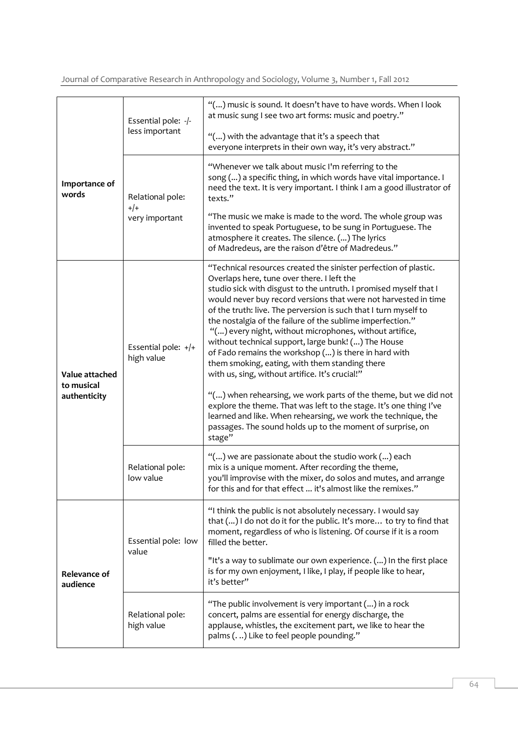| | | |
|---|---|---|
| **Importance of words** | Essential pole: -/- less important | "(...) music is sound. It doesn't have to have words. When I look at music sung I see two art forms: music and poetry."<br><br>"(...) with the advantage that it's a speech that everyone interprets in their own way, it's very abstract." |
| | Relational pole: +/+ very important | "Whenever we talk about music I'm referring to the song (...) a specific thing, in which words have vital importance. I need the text. It is very important. I think I am a good illustrator of texts."<br><br>"The music we make is made to the word. The whole group was invented to speak Portuguese, to be sung in Portuguese. The atmosphere it creates. The silence. (...) The lyrics of Madredeus, are the raison d'être of Madredeus." |
| **Value attached to musical authenticity** | Essential pole: +/+ high value | "Technical resources created the sinister perfection of plastic. Overlaps here, tune over there. I left the studio sick with disgust to the untruth. I promised myself that I would never buy record versions that were not harvested in time of the truth: live. The perversion is such that I turn myself to the nostalgia of the failure of the sublime imperfection."<br>"(...) every night, without microphones, without artifice, without technical support, large bunk! (...) The House of Fado remains the workshop (...) is there in hard with them smoking, eating, with them standing there with us, sing, without artifice. It's crucial!"<br><br>"(...) when rehearsing, we work parts of the theme, but we did not explore the theme. That was left to the stage. It's one thing I've learned and like. When rehearsing, we work the technique, the passages. The sound holds up to the moment of surprise, on stage" |
| | Relational pole: low value | "(...) we are passionate about the studio work (...) each mix is a unique moment. After recording the theme, you'll improvise with the mixer, do solos and mutes, and arrange for this and for that effect ... it's almost like the remixes." |
| **Relevance of audience** | Essential pole: low value | "I think the public is not absolutely necessary. I would say that (...) I do not do it for the public. It's more… to try to find that moment, regardless of who is listening. Of course if it is a room filled the better.<br><br>"It's a way to sublimate our own experience. (...) In the first place is for my own enjoyment, I like, I play, if people like to hear, it's better" |
| | Relational pole: high value | "The public involvement is very important (...) in a rock concert, palms are essential for energy discharge, the applause, whistles, the excitement part, we like to hear the palms (. ..) Like to feel people pounding." |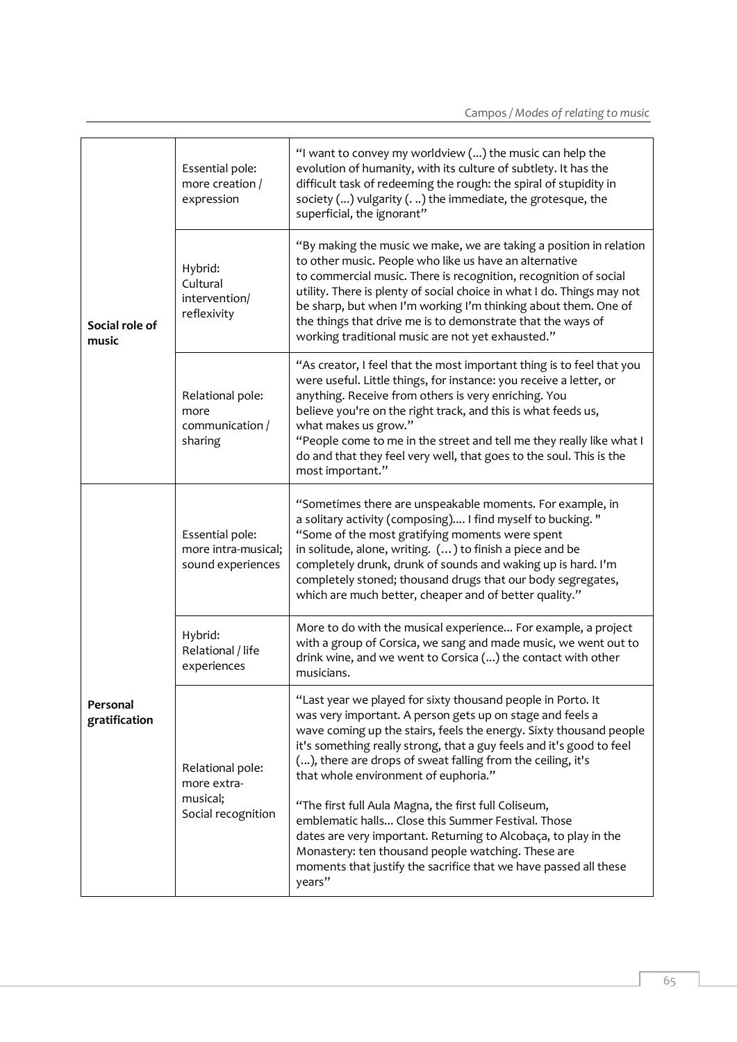| | | |
|---|---|---|
| **Social role of music** | Essential pole: more creation / expression | "I want to convey my worldview (...) the music can help the evolution of humanity, with its culture of subtlety. It has the difficult task of redeeming the rough: the spiral of stupidity in society (...) vulgarity (. ..) the immediate, the grotesque, the superficial, the ignorant" |
| | Hybrid: Cultural intervention/ reflexivity | "By making the music we make, we are taking a position in relation to other music. People who like us have an alternative to commercial music. There is recognition, recognition of social utility. There is plenty of social choice in what I do. Things may not be sharp, but when I'm working I'm thinking about them. One of the things that drive me is to demonstrate that the ways of working traditional music are not yet exhausted." |
| | Relational pole: more communication / sharing | "As creator, I feel that the most important thing is to feel that you were useful. Little things, for instance: you receive a letter, or anything. Receive from others is very enriching. You believe you're on the right track, and this is what feeds us, what makes us grow."<br>"People come to me in the street and tell me they really like what I do and that they feel very well, that goes to the soul. This is the most important." |
| **Personal gratification** | Essential pole: more intra-musical; sound experiences | "Sometimes there are unspeakable moments. For example, in a solitary activity (composing).... I find myself to bucking. "<br>"Some of the most gratifying moments were spent in solitude, alone, writing. (…) to finish a piece and be completely drunk, drunk of sounds and waking up is hard. I'm completely stoned; thousand drugs that our body segregates, which are much better, cheaper and of better quality." |
| | Hybrid: Relational / life experiences | More to do with the musical experience... For example, a project with a group of Corsica, we sang and made music, we went out to drink wine, and we went to Corsica (...) the contact with other musicians. |
| | Relational pole: more extra-musical; Social recognition | "Last year we played for sixty thousand people in Porto. It was very important. A person gets up on stage and feels a wave coming up the stairs, feels the energy. Sixty thousand people it's something really strong, that a guy feels and it's good to feel (...), there are drops of sweat falling from the ceiling, it's that whole environment of euphoria."<br><br>"The first full Aula Magna, the first full Coliseum, emblematic halls... Close this Summer Festival. Those dates are very important. Returning to Alcobaça, to play in the Monastery: ten thousand people watching. These are moments that justify the sacrifice that we have passed all these years" |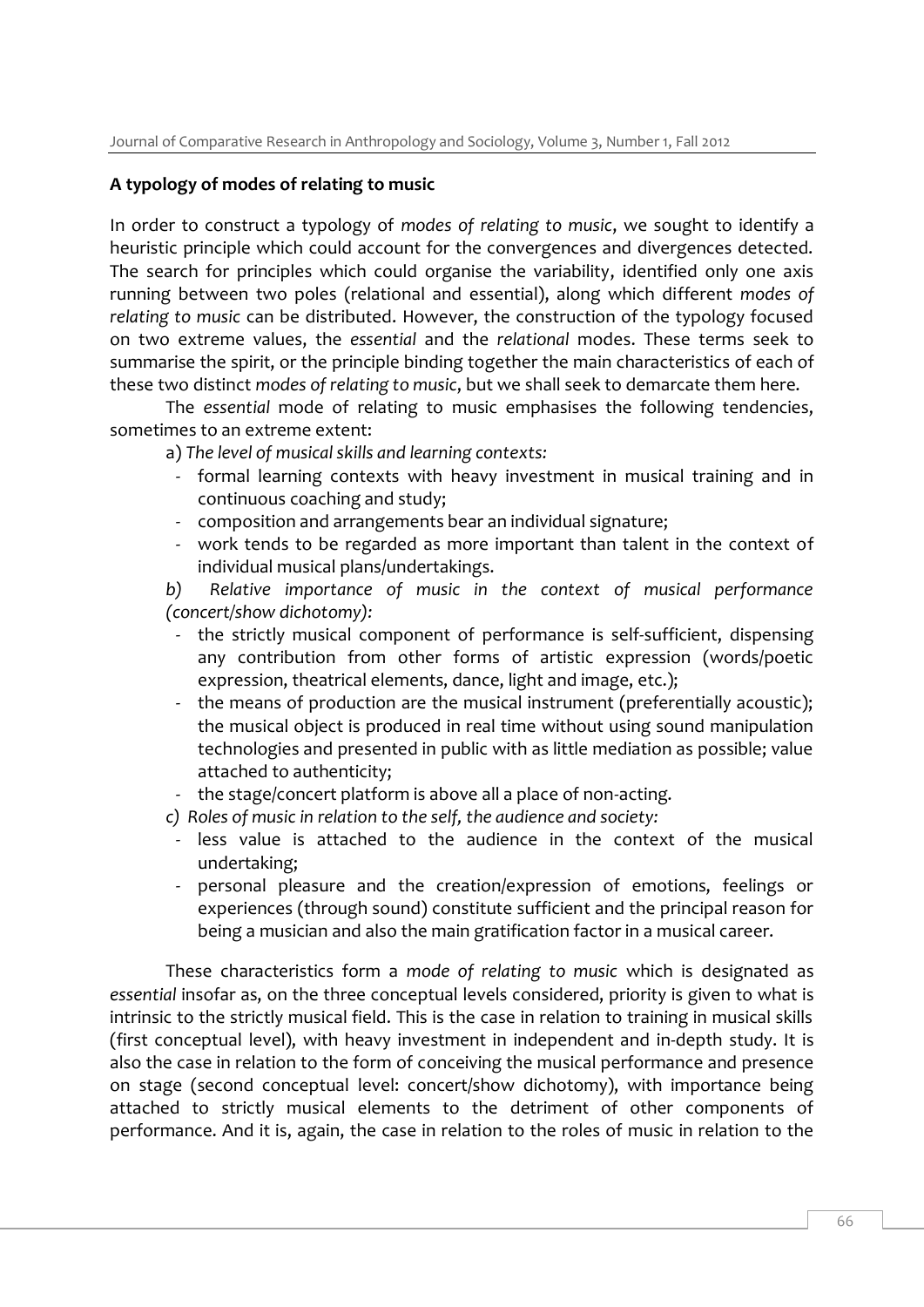## A typology of modes of relating to music

In order to construct a typology of *modes of relating to music*, we sought to identify a heuristic principle which could account for the convergences and divergences detected. The search for principles which could organise the variability, identified only one axis running between two poles (relational and essential), along which different *modes of relating to music* can be distributed. However, the construction of the typology focused on two extreme values, the *essential* and the *relational* modes. These terms seek to summarise the spirit, or the principle binding together the main characteristics of each of these two distinct *modes of relating to music*, but we shall seek to demarcate them here.

The *essential* mode of relating to music emphasises the following tendencies, sometimes to an extreme extent:

a) *The level of musical skills and learning contexts:*

- formal learning contexts with heavy investment in musical training and in continuous coaching and study;
- composition and arrangements bear an individual signature;
- work tends to be regarded as more important than talent in the context of individual musical plans/undertakings.

*b) Relative importance of music in the context of musical performance (concert/show dichotomy):*

- the strictly musical component of performance is self-sufficient, dispensing any contribution from other forms of artistic expression (words/poetic expression, theatrical elements, dance, light and image, etc.);
- the means of production are the musical instrument (preferentially acoustic); the musical object is produced in real time without using sound manipulation technologies and presented in public with as little mediation as possible; value attached to authenticity;
- the stage/concert platform is above all a place of non-acting.

*c) Roles of music in relation to the self, the audience and society:*

- less value is attached to the audience in the context of the musical undertaking;
- personal pleasure and the creation/expression of emotions, feelings or experiences (through sound) constitute sufficient and the principal reason for being a musician and also the main gratification factor in a musical career.

These characteristics form a *mode of relating to music* which is designated as *essential* insofar as, on the three conceptual levels considered, priority is given to what is intrinsic to the strictly musical field. This is the case in relation to training in musical skills (first conceptual level), with heavy investment in independent and in-depth study. It is also the case in relation to the form of conceiving the musical performance and presence on stage (second conceptual level: concert/show dichotomy), with importance being attached to strictly musical elements to the detriment of other components of performance. And it is, again, the case in relation to the roles of music in relation to the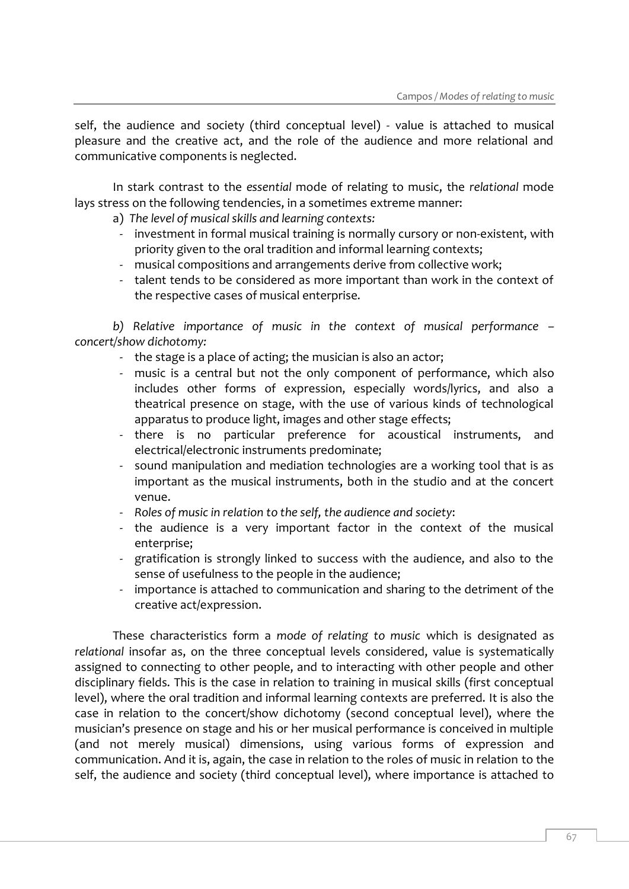self, the audience and society (third conceptual level) - value is attached to musical pleasure and the creative act, and the role of the audience and more relational and communicative components is neglected.

In stark contrast to the *essential* mode of relating to music, the *relational* mode lays stress on the following tendencies, in a sometimes extreme manner:

a) *The level of musical skills and learning contexts:*
- investment in formal musical training is normally cursory or non-existent, with priority given to the oral tradition and informal learning contexts;
- musical compositions and arrangements derive from collective work;
- talent tends to be considered as more important than work in the context of the respective cases of musical enterprise.

*b) Relative importance of music in the context of musical performance – concert/show dichotomy:*
- the stage is a place of acting; the musician is also an actor;
- music is a central but not the only component of performance, which also includes other forms of expression, especially words/lyrics, and also a theatrical presence on stage, with the use of various kinds of technological apparatus to produce light, images and other stage effects;
- there is no particular preference for acoustical instruments, and electrical/electronic instruments predominate;
- sound manipulation and mediation technologies are a working tool that is as important as the musical instruments, both in the studio and at the concert venue.
- *Roles of music in relation to the self, the audience and society*:
- the audience is a very important factor in the context of the musical enterprise;
- gratification is strongly linked to success with the audience, and also to the sense of usefulness to the people in the audience;
- importance is attached to communication and sharing to the detriment of the creative act/expression.

These characteristics form a *mode of relating to music* which is designated as *relational* insofar as, on the three conceptual levels considered, value is systematically assigned to connecting to other people, and to interacting with other people and other disciplinary fields. This is the case in relation to training in musical skills (first conceptual level), where the oral tradition and informal learning contexts are preferred. It is also the case in relation to the concert/show dichotomy (second conceptual level), where the musician's presence on stage and his or her musical performance is conceived in multiple (and not merely musical) dimensions, using various forms of expression and communication. And it is, again, the case in relation to the roles of music in relation to the self, the audience and society (third conceptual level), where importance is attached to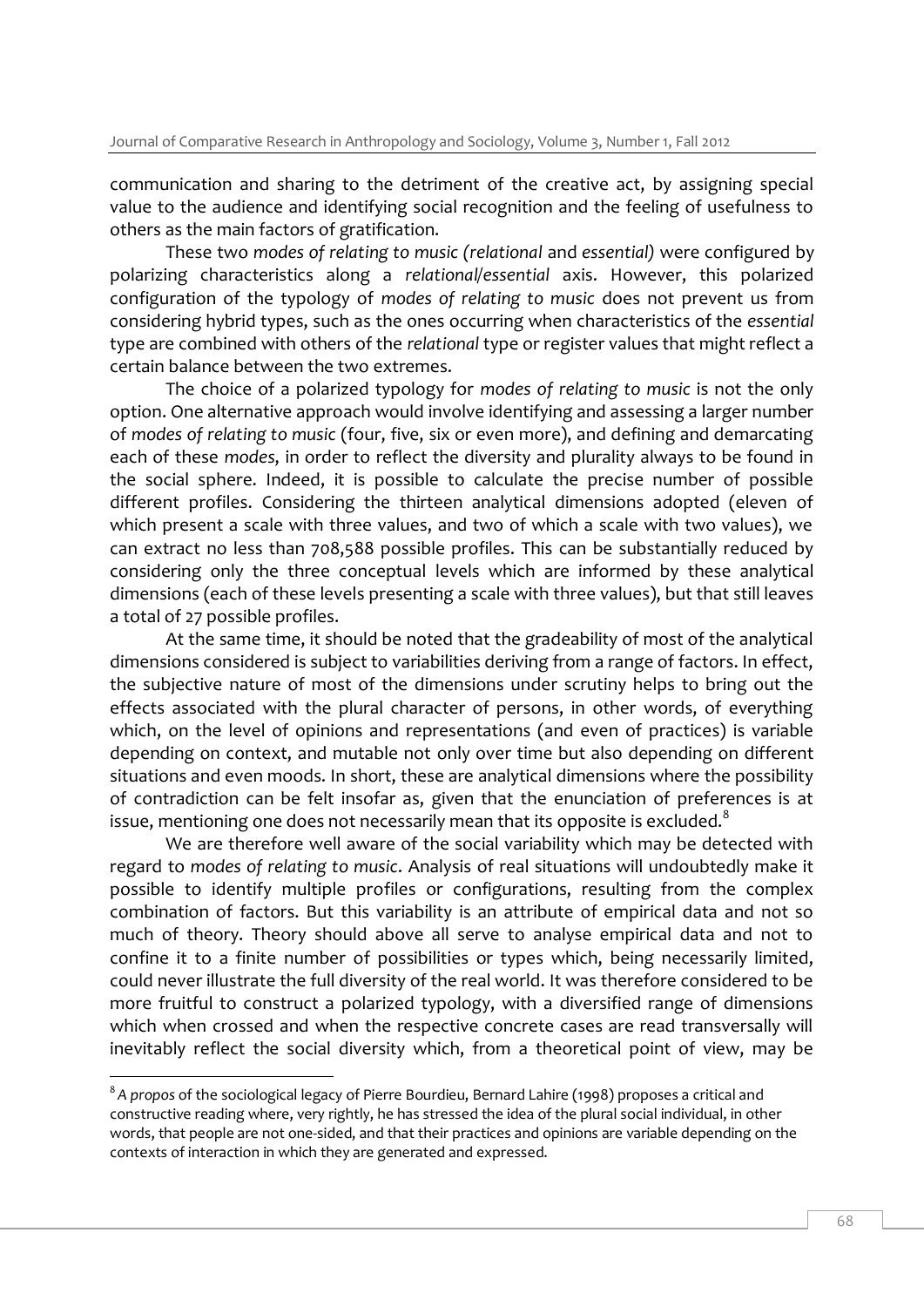communication and sharing to the detriment of the creative act, by assigning special value to the audience and identifying social recognition and the feeling of usefulness to others as the main factors of gratification.

These two *modes of relating to music (relational* and *essential)* were configured by polarizing characteristics along a *relational/essential* axis. However, this polarized configuration of the typology of *modes of relating to music* does not prevent us from considering hybrid types, such as the ones occurring when characteristics of the *essential* type are combined with others of the *relational* type or register values that might reflect a certain balance between the two extremes.

The choice of a polarized typology for *modes of relating to music* is not the only option. One alternative approach would involve identifying and assessing a larger number of *modes of relating to music* (four, five, six or even more), and defining and demarcating each of these *modes*, in order to reflect the diversity and plurality always to be found in the social sphere. Indeed, it is possible to calculate the precise number of possible different profiles. Considering the thirteen analytical dimensions adopted (eleven of which present a scale with three values, and two of which a scale with two values), we can extract no less than 708,588 possible profiles. This can be substantially reduced by considering only the three conceptual levels which are informed by these analytical dimensions (each of these levels presenting a scale with three values), but that still leaves a total of 27 possible profiles.

At the same time, it should be noted that the gradeability of most of the analytical dimensions considered is subject to variabilities deriving from a range of factors. In effect, the subjective nature of most of the dimensions under scrutiny helps to bring out the effects associated with the plural character of persons, in other words, of everything which, on the level of opinions and representations (and even of practices) is variable depending on context, and mutable not only over time but also depending on different situations and even moods. In short, these are analytical dimensions where the possibility of contradiction can be felt insofar as, given that the enunciation of preferences is at issue, mentioning one does not necessarily mean that its opposite is excluded.[8]

We are therefore well aware of the social variability which may be detected with regard to *modes of relating to music*. Analysis of real situations will undoubtedly make it possible to identify multiple profiles or configurations, resulting from the complex combination of factors. But this variability is an attribute of empirical data and not so much of theory. Theory should above all serve to analyse empirical data and not to confine it to a finite number of possibilities or types which, being necessarily limited, could never illustrate the full diversity of the real world. It was therefore considered to be more fruitful to construct a polarized typology, with a diversified range of dimensions which when crossed and when the respective concrete cases are read transversally will inevitably reflect the social diversity which, from a theoretical point of view, may be

---

[8] A *propos* of the sociological legacy of Pierre Bourdieu, Bernard Lahire (1998) proposes a critical and constructive reading where, very rightly, he has stressed the idea of the plural social individual, in other words, that people are not one-sided, and that their practices and opinions are variable depending on the contexts of interaction in which they are generated and expressed.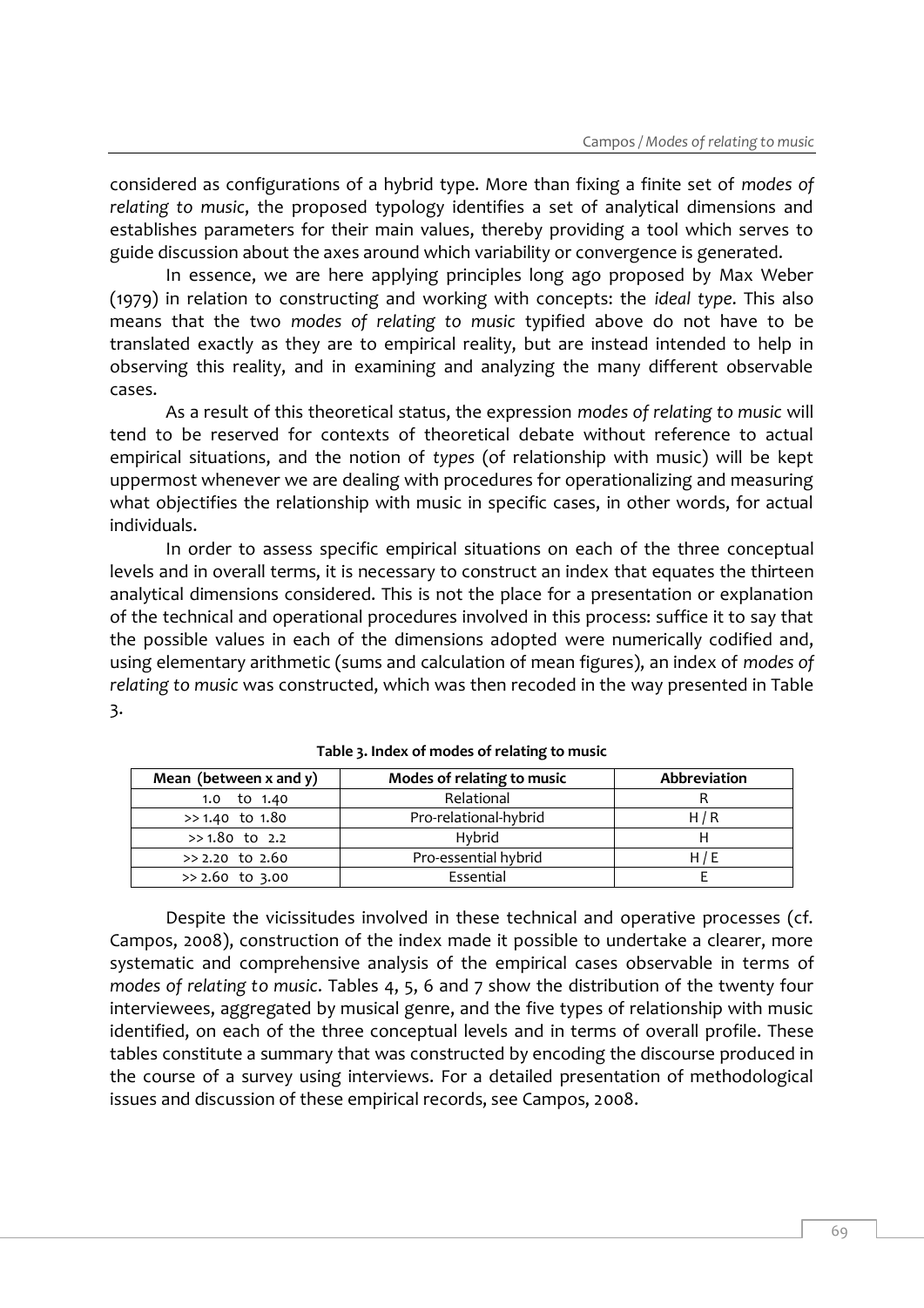considered as configurations of a hybrid type. More than fixing a finite set of *modes of relating to music*, the proposed typology identifies a set of analytical dimensions and establishes parameters for their main values, thereby providing a tool which serves to guide discussion about the axes around which variability or convergence is generated.

In essence, we are here applying principles long ago proposed by Max Weber (1979) in relation to constructing and working with concepts: the *ideal type*. This also means that the two *modes of relating to music* typified above do not have to be translated exactly as they are to empirical reality, but are instead intended to help in observing this reality, and in examining and analyzing the many different observable cases.

As a result of this theoretical status, the expression *modes of relating to music* will tend to be reserved for contexts of theoretical debate without reference to actual empirical situations, and the notion of *types* (of relationship with music) will be kept uppermost whenever we are dealing with procedures for operationalizing and measuring what objectifies the relationship with music in specific cases, in other words, for actual individuals.

In order to assess specific empirical situations on each of the three conceptual levels and in overall terms, it is necessary to construct an index that equates the thirteen analytical dimensions considered. This is not the place for a presentation or explanation of the technical and operational procedures involved in this process: suffice it to say that the possible values in each of the dimensions adopted were numerically codified and, using elementary arithmetic (sums and calculation of mean figures), an index of *modes of relating to music* was constructed, which was then recoded in the way presented in Table 3.

**Table 3. Index of modes of relating to music**

| Mean (between x and y) | Modes of relating to music | Abbreviation |
|---|---|---|
| 1.0 to 1.40 | Relational | R |
| >> 1.40 to 1.80 | Pro-relational-hybrid | H / R |
| >> 1.80 to 2.2 | Hybrid | H |
| >> 2.20 to 2.60 | Pro-essential hybrid | H / E |
| >> 2.60 to 3.00 | Essential | E |

Despite the vicissitudes involved in these technical and operative processes (cf. Campos, 2008), construction of the index made it possible to undertake a clearer, more systematic and comprehensive analysis of the empirical cases observable in terms of *modes of relating to music*. Tables 4, 5, 6 and 7 show the distribution of the twenty four interviewees, aggregated by musical genre, and the five types of relationship with music identified, on each of the three conceptual levels and in terms of overall profile. These tables constitute a summary that was constructed by encoding the discourse produced in the course of a survey using interviews. For a detailed presentation of methodological issues and discussion of these empirical records, see Campos, 2008.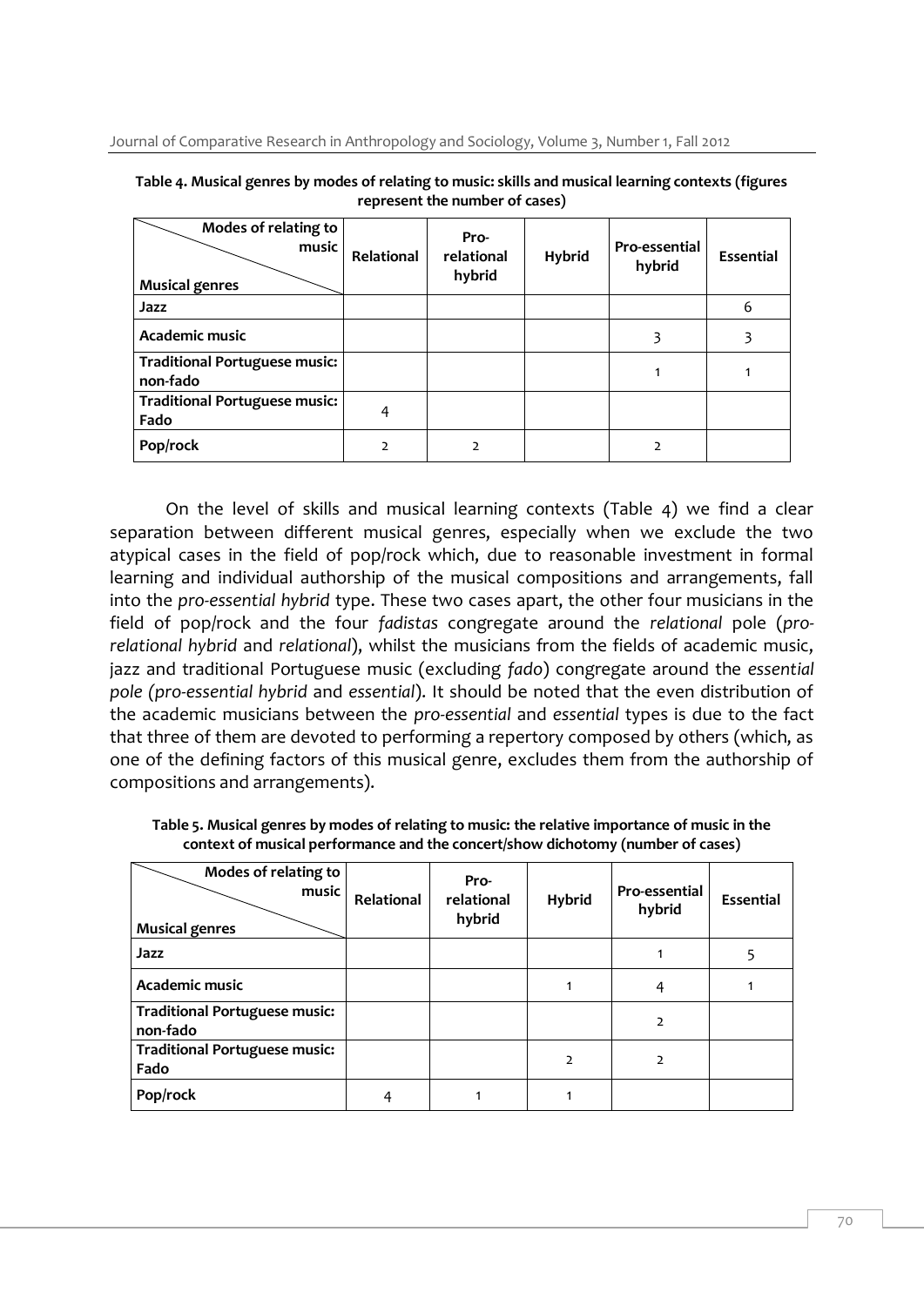**Table 4. Musical genres by modes of relating to music: skills and musical learning contexts (figures represent the number of cases)**

| Modes of relating to music / Musical genres | Relational | Pro-relational hybrid | Hybrid | Pro-essential hybrid | Essential |
|---|---|---|---|---|---|
| **Jazz** | | | | | 6 |
| **Academic music** | | | | 3 | 3 |
| **Traditional Portuguese music: non-fado** | | | | 1 | 1 |
| **Traditional Portuguese music: Fado** | 4 | | | | |
| **Pop/rock** | 2 | 2 | | 2 | |

On the level of skills and musical learning contexts (Table 4) we find a clear separation between different musical genres, especially when we exclude the two atypical cases in the field of pop/rock which, due to reasonable investment in formal learning and individual authorship of the musical compositions and arrangements, fall into the *pro-essential hybrid* type. These two cases apart, the other four musicians in the field of pop/rock and the four *fadistas* congregate around the *relational* pole (*pro-relational hybrid* and *relational*), whilst the musicians from the fields of academic music, jazz and traditional Portuguese music (excluding *fado*) congregate around the *essential pole (pro-essential hybrid* and *essential*). It should be noted that the even distribution of the academic musicians between the *pro-essential* and *essential* types is due to the fact that three of them are devoted to performing a repertory composed by others (which, as one of the defining factors of this musical genre, excludes them from the authorship of compositions and arrangements).

**Table 5. Musical genres by modes of relating to music: the relative importance of music in the context of musical performance and the concert/show dichotomy (number of cases)**

| Modes of relating to music / Musical genres | Relational | Pro-relational hybrid | Hybrid | Pro-essential hybrid | Essential |
|---|---|---|---|---|---|
| **Jazz** | | | | 1 | 5 |
| **Academic music** | | | 1 | 4 | 1 |
| **Traditional Portuguese music: non-fado** | | | | 2 | |
| **Traditional Portuguese music: Fado** | | | 2 | 2 | |
| **Pop/rock** | 4 | 1 | 1 | | |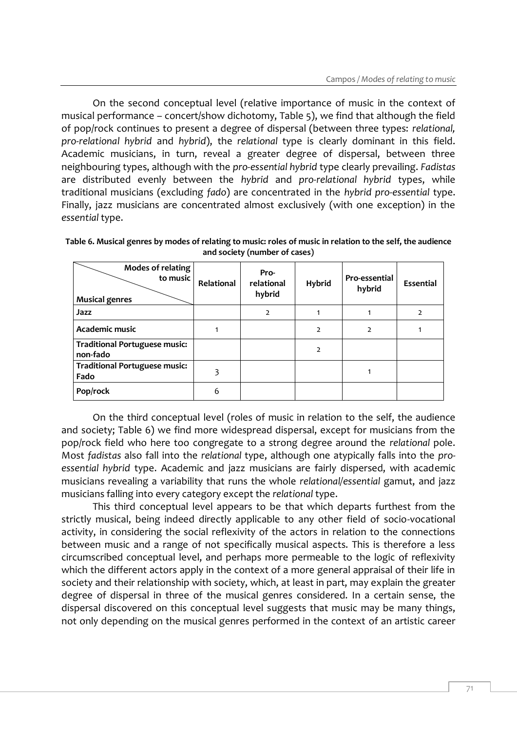On the second conceptual level (relative importance of music in the context of musical performance – concert/show dichotomy, Table 5), we find that although the field of pop/rock continues to present a degree of dispersal (between three types: *relational, pro-relational hybrid* and *hybrid*), the *relational* type is clearly dominant in this field. Academic musicians, in turn, reveal a greater degree of dispersal, between three neighbouring types, although with the *pro-essential hybrid* type clearly prevailing. *Fadistas* are distributed evenly between the *hybrid* and *pro-relational hybrid* types, while traditional musicians (excluding *fado*) are concentrated in the *hybrid pro-essential* type. Finally, jazz musicians are concentrated almost exclusively (with one exception) in the *essential* type.

**Table 6. Musical genres by modes of relating to music: roles of music in relation to the self, the audience and society (number of cases)**

| Musical genres / Modes of relating to music | Relational | Pro-relational hybrid | Hybrid | Pro-essential hybrid | Essential |
|---|---|---|---|---|---|
| **Jazz** | | 2 | 1 | 1 | 2 |
| **Academic music** | 1 | | 2 | 2 | 1 |
| **Traditional Portuguese music: non-fado** | | | 2 | | |
| **Traditional Portuguese music: Fado** | 3 | | | 1 | |
| **Pop/rock** | 6 | | | | |

On the third conceptual level (roles of music in relation to the self, the audience and society; Table 6) we find more widespread dispersal, except for musicians from the pop/rock field who here too congregate to a strong degree around the *relational* pole. Most *fadistas* also fall into the *relational* type, although one atypically falls into the *pro-essential hybrid* type. Academic and jazz musicians are fairly dispersed, with academic musicians revealing a variability that runs the whole *relational*/*essential* gamut, and jazz musicians falling into every category except the *relational* type.

This third conceptual level appears to be that which departs furthest from the strictly musical, being indeed directly applicable to any other field of socio-vocational activity, in considering the social reflexivity of the actors in relation to the connections between music and a range of not specifically musical aspects. This is therefore a less circumscribed conceptual level, and perhaps more permeable to the logic of reflexivity which the different actors apply in the context of a more general appraisal of their life in society and their relationship with society, which, at least in part, may explain the greater degree of dispersal in three of the musical genres considered. In a certain sense, the dispersal discovered on this conceptual level suggests that music may be many things, not only depending on the musical genres performed in the context of an artistic career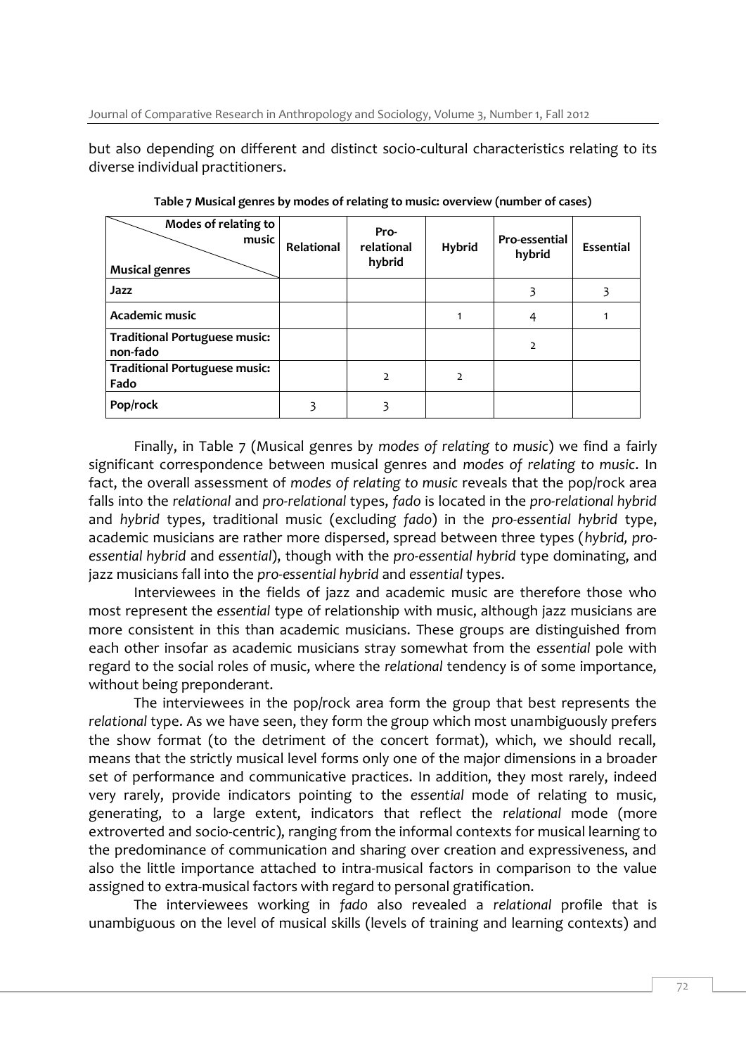but also depending on different and distinct socio-cultural characteristics relating to its diverse individual practitioners.

**Table 7 Musical genres by modes of relating to music: overview (number of cases)**

| Modes of relating to music / Musical genres | Relational | Pro-relational hybrid | Hybrid | Pro-essential hybrid | Essential |
|---|---|---|---|---|---|
| **Jazz** | | | | 3 | 3 |
| **Academic music** | | | 1 | 4 | 1 |
| **Traditional Portuguese music: non-fado** | | | | 2 | |
| **Traditional Portuguese music: Fado** | | 2 | 2 | | |
| **Pop/rock** | 3 | 3 | | | |

Finally, in Table 7 (Musical genres by *modes of relating to music*) we find a fairly significant correspondence between musical genres and *modes of relating to music*. In fact, the overall assessment of *modes of relating to music* reveals that the pop/rock area falls into the *relational* and *pro-relational* types, *fado* is located in the *pro-relational hybrid* and *hybrid* types, traditional music (excluding *fado*) in the *pro-essential hybrid* type, academic musicians are rather more dispersed, spread between three types (*hybrid, pro-essential hybrid* and *essential*), though with the *pro-essential hybrid* type dominating, and jazz musicians fall into the *pro-essential hybrid* and *essential* types.

Interviewees in the fields of jazz and academic music are therefore those who most represent the *essential* type of relationship with music, although jazz musicians are more consistent in this than academic musicians. These groups are distinguished from each other insofar as academic musicians stray somewhat from the *essential* pole with regard to the social roles of music, where the *relational* tendency is of some importance, without being preponderant.

The interviewees in the pop/rock area form the group that best represents the *relational* type. As we have seen, they form the group which most unambiguously prefers the show format (to the detriment of the concert format), which, we should recall, means that the strictly musical level forms only one of the major dimensions in a broader set of performance and communicative practices. In addition, they most rarely, indeed very rarely, provide indicators pointing to the *essential* mode of relating to music, generating, to a large extent, indicators that reflect the *relational* mode (more extroverted and socio-centric), ranging from the informal contexts for musical learning to the predominance of communication and sharing over creation and expressiveness, and also the little importance attached to intra-musical factors in comparison to the value assigned to extra-musical factors with regard to personal gratification.

The interviewees working in *fado* also revealed a *relational* profile that is unambiguous on the level of musical skills (levels of training and learning contexts) and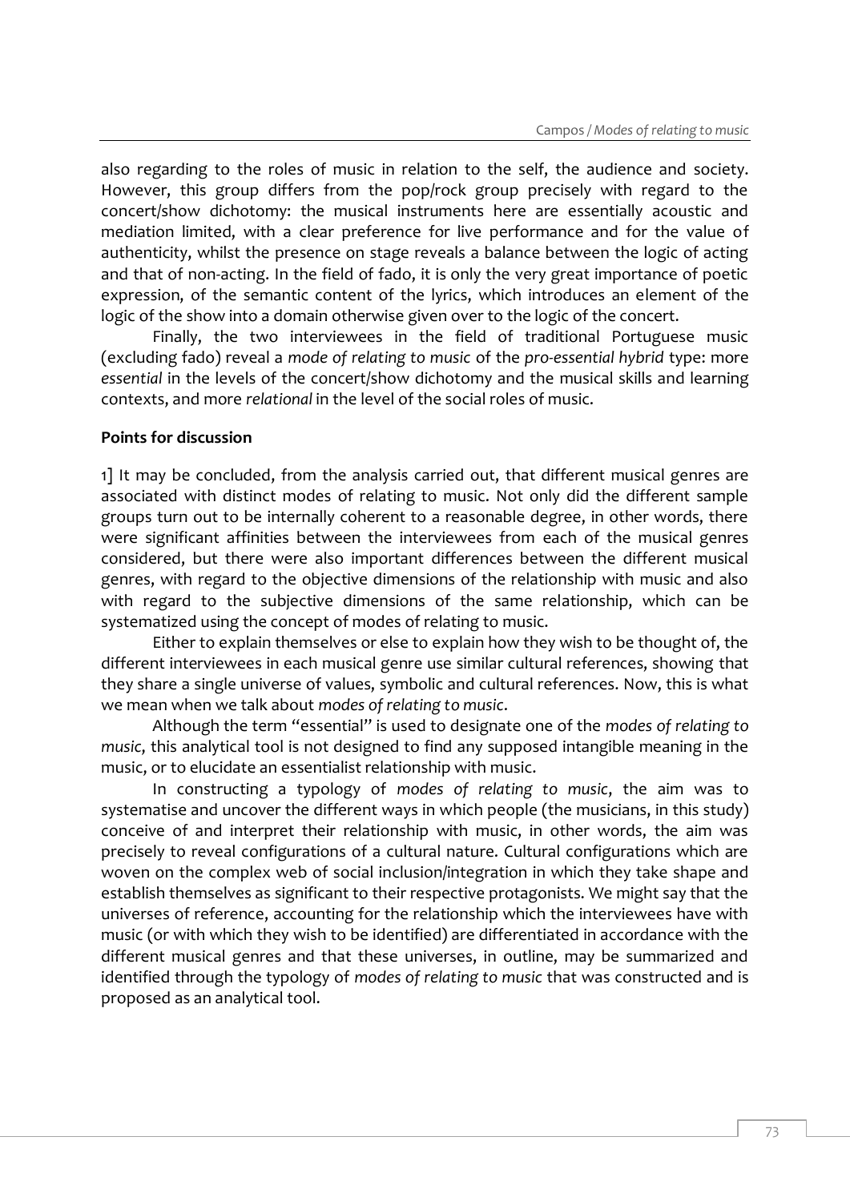also regarding to the roles of music in relation to the self, the audience and society. However, this group differs from the pop/rock group precisely with regard to the concert/show dichotomy: the musical instruments here are essentially acoustic and mediation limited, with a clear preference for live performance and for the value of authenticity, whilst the presence on stage reveals a balance between the logic of acting and that of non-acting. In the field of fado, it is only the very great importance of poetic expression, of the semantic content of the lyrics, which introduces an element of the logic of the show into a domain otherwise given over to the logic of the concert.

Finally, the two interviewees in the field of traditional Portuguese music (excluding fado) reveal a *mode of relating to music* of the *pro-essential hybrid* type: more *essential* in the levels of the concert/show dichotomy and the musical skills and learning contexts, and more *relational* in the level of the social roles of music.

**Points for discussion**

1] It may be concluded, from the analysis carried out, that different musical genres are associated with distinct modes of relating to music. Not only did the different sample groups turn out to be internally coherent to a reasonable degree, in other words, there were significant affinities between the interviewees from each of the musical genres considered, but there were also important differences between the different musical genres, with regard to the objective dimensions of the relationship with music and also with regard to the subjective dimensions of the same relationship, which can be systematized using the concept of modes of relating to music.

Either to explain themselves or else to explain how they wish to be thought of, the different interviewees in each musical genre use similar cultural references, showing that they share a single universe of values, symbolic and cultural references. Now, this is what we mean when we talk about *modes of relating to music*.

Although the term "essential" is used to designate one of the *modes of relating to music*, this analytical tool is not designed to find any supposed intangible meaning in the music, or to elucidate an essentialist relationship with music.

In constructing a typology of *modes of relating to music*, the aim was to systematise and uncover the different ways in which people (the musicians, in this study) conceive of and interpret their relationship with music, in other words, the aim was precisely to reveal configurations of a cultural nature. Cultural configurations which are woven on the complex web of social inclusion/integration in which they take shape and establish themselves as significant to their respective protagonists. We might say that the universes of reference, accounting for the relationship which the interviewees have with music (or with which they wish to be identified) are differentiated in accordance with the different musical genres and that these universes, in outline, may be summarized and identified through the typology of *modes of relating to music* that was constructed and is proposed as an analytical tool.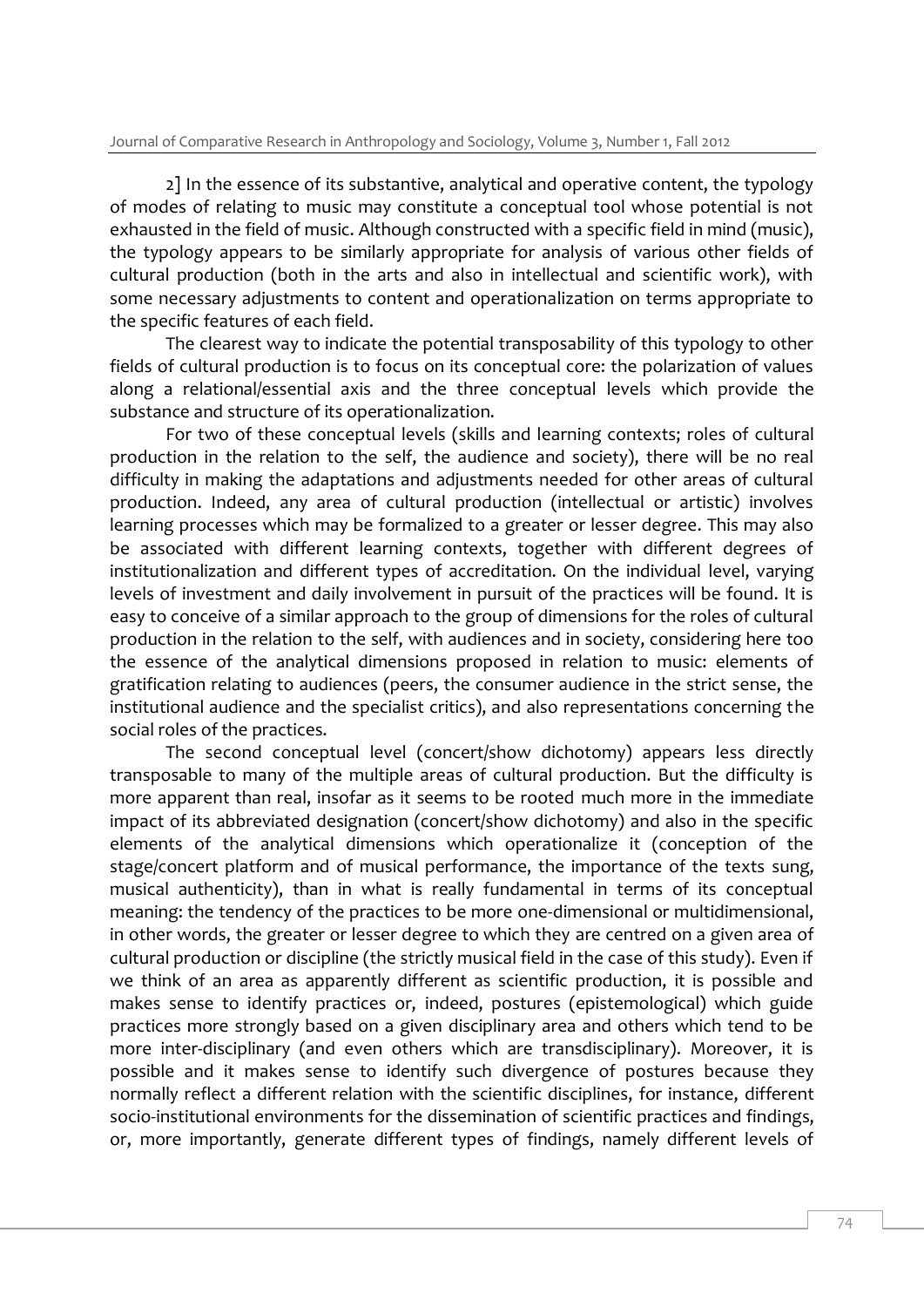2] In the essence of its substantive, analytical and operative content, the typology of modes of relating to music may constitute a conceptual tool whose potential is not exhausted in the field of music. Although constructed with a specific field in mind (music), the typology appears to be similarly appropriate for analysis of various other fields of cultural production (both in the arts and also in intellectual and scientific work), with some necessary adjustments to content and operationalization on terms appropriate to the specific features of each field.

The clearest way to indicate the potential transposability of this typology to other fields of cultural production is to focus on its conceptual core: the polarization of values along a relational/essential axis and the three conceptual levels which provide the substance and structure of its operationalization.

For two of these conceptual levels (skills and learning contexts; roles of cultural production in the relation to the self, the audience and society), there will be no real difficulty in making the adaptations and adjustments needed for other areas of cultural production. Indeed, any area of cultural production (intellectual or artistic) involves learning processes which may be formalized to a greater or lesser degree. This may also be associated with different learning contexts, together with different degrees of institutionalization and different types of accreditation. On the individual level, varying levels of investment and daily involvement in pursuit of the practices will be found. It is easy to conceive of a similar approach to the group of dimensions for the roles of cultural production in the relation to the self, with audiences and in society, considering here too the essence of the analytical dimensions proposed in relation to music: elements of gratification relating to audiences (peers, the consumer audience in the strict sense, the institutional audience and the specialist critics), and also representations concerning the social roles of the practices.

The second conceptual level (concert/show dichotomy) appears less directly transposable to many of the multiple areas of cultural production. But the difficulty is more apparent than real, insofar as it seems to be rooted much more in the immediate impact of its abbreviated designation (concert/show dichotomy) and also in the specific elements of the analytical dimensions which operationalize it (conception of the stage/concert platform and of musical performance, the importance of the texts sung, musical authenticity), than in what is really fundamental in terms of its conceptual meaning: the tendency of the practices to be more one-dimensional or multidimensional, in other words, the greater or lesser degree to which they are centred on a given area of cultural production or discipline (the strictly musical field in the case of this study). Even if we think of an area as apparently different as scientific production, it is possible and makes sense to identify practices or, indeed, postures (epistemological) which guide practices more strongly based on a given disciplinary area and others which tend to be more inter-disciplinary (and even others which are transdisciplinary). Moreover, it is possible and it makes sense to identify such divergence of postures because they normally reflect a different relation with the scientific disciplines, for instance, different socio-institutional environments for the dissemination of scientific practices and findings, or, more importantly, generate different types of findings, namely different levels of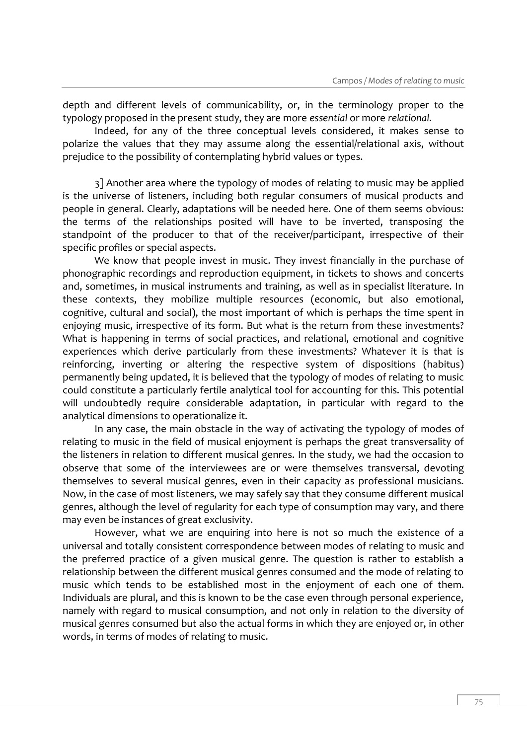depth and different levels of communicability, or, in the terminology proper to the typology proposed in the present study, they are more *essential* or more *relational*.

Indeed, for any of the three conceptual levels considered, it makes sense to polarize the values that they may assume along the essential/relational axis, without prejudice to the possibility of contemplating hybrid values or types.

3] Another area where the typology of modes of relating to music may be applied is the universe of listeners, including both regular consumers of musical products and people in general. Clearly, adaptations will be needed here. One of them seems obvious: the terms of the relationships posited will have to be inverted, transposing the standpoint of the producer to that of the receiver/participant, irrespective of their specific profiles or special aspects.

We know that people invest in music. They invest financially in the purchase of phonographic recordings and reproduction equipment, in tickets to shows and concerts and, sometimes, in musical instruments and training, as well as in specialist literature. In these contexts, they mobilize multiple resources (economic, but also emotional, cognitive, cultural and social), the most important of which is perhaps the time spent in enjoying music, irrespective of its form. But what is the return from these investments? What is happening in terms of social practices, and relational, emotional and cognitive experiences which derive particularly from these investments? Whatever it is that is reinforcing, inverting or altering the respective system of dispositions (habitus) permanently being updated, it is believed that the typology of modes of relating to music could constitute a particularly fertile analytical tool for accounting for this. This potential will undoubtedly require considerable adaptation, in particular with regard to the analytical dimensions to operationalize it.

In any case, the main obstacle in the way of activating the typology of modes of relating to music in the field of musical enjoyment is perhaps the great transversality of the listeners in relation to different musical genres. In the study, we had the occasion to observe that some of the interviewees are or were themselves transversal, devoting themselves to several musical genres, even in their capacity as professional musicians. Now, in the case of most listeners, we may safely say that they consume different musical genres, although the level of regularity for each type of consumption may vary, and there may even be instances of great exclusivity.

However, what we are enquiring into here is not so much the existence of a universal and totally consistent correspondence between modes of relating to music and the preferred practice of a given musical genre. The question is rather to establish a relationship between the different musical genres consumed and the mode of relating to music which tends to be established most in the enjoyment of each one of them. Individuals are plural, and this is known to be the case even through personal experience, namely with regard to musical consumption, and not only in relation to the diversity of musical genres consumed but also the actual forms in which they are enjoyed or, in other words, in terms of modes of relating to music.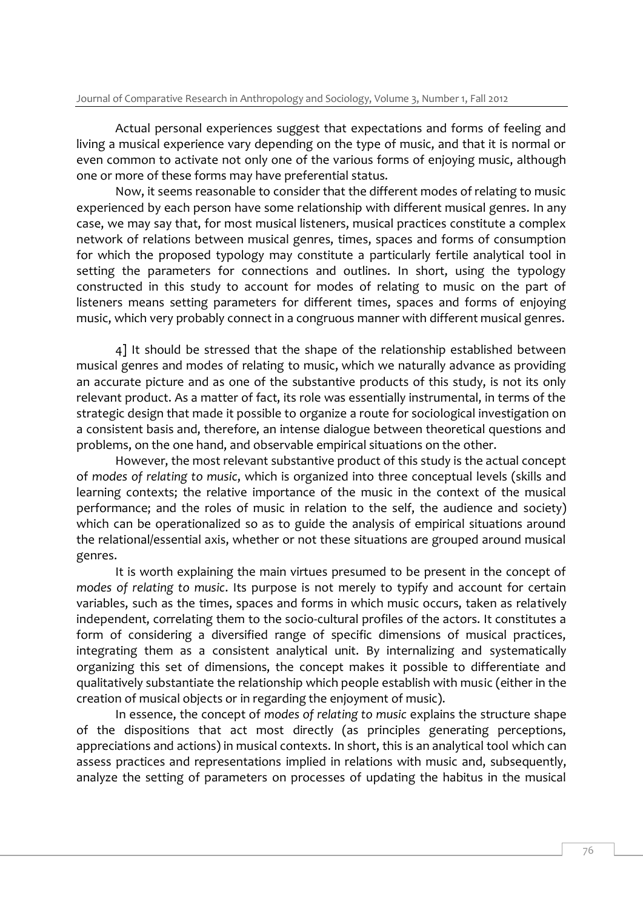Actual personal experiences suggest that expectations and forms of feeling and living a musical experience vary depending on the type of music, and that it is normal or even common to activate not only one of the various forms of enjoying music, although one or more of these forms may have preferential status.

Now, it seems reasonable to consider that the different modes of relating to music experienced by each person have some relationship with different musical genres. In any case, we may say that, for most musical listeners, musical practices constitute a complex network of relations between musical genres, times, spaces and forms of consumption for which the proposed typology may constitute a particularly fertile analytical tool in setting the parameters for connections and outlines. In short, using the typology constructed in this study to account for modes of relating to music on the part of listeners means setting parameters for different times, spaces and forms of enjoying music, which very probably connect in a congruous manner with different musical genres.

4] It should be stressed that the shape of the relationship established between musical genres and modes of relating to music, which we naturally advance as providing an accurate picture and as one of the substantive products of this study, is not its only relevant product. As a matter of fact, its role was essentially instrumental, in terms of the strategic design that made it possible to organize a route for sociological investigation on a consistent basis and, therefore, an intense dialogue between theoretical questions and problems, on the one hand, and observable empirical situations on the other.

However, the most relevant substantive product of this study is the actual concept of *modes of relating to music*, which is organized into three conceptual levels (skills and learning contexts; the relative importance of the music in the context of the musical performance; and the roles of music in relation to the self, the audience and society) which can be operationalized so as to guide the analysis of empirical situations around the relational/essential axis, whether or not these situations are grouped around musical genres.

It is worth explaining the main virtues presumed to be present in the concept of *modes of relating to music*. Its purpose is not merely to typify and account for certain variables, such as the times, spaces and forms in which music occurs, taken as relatively independent, correlating them to the socio-cultural profiles of the actors. It constitutes a form of considering a diversified range of specific dimensions of musical practices, integrating them as a consistent analytical unit. By internalizing and systematically organizing this set of dimensions, the concept makes it possible to differentiate and qualitatively substantiate the relationship which people establish with music (either in the creation of musical objects or in regarding the enjoyment of music).

In essence, the concept of *modes of relating to music* explains the structure shape of the dispositions that act most directly (as principles generating perceptions, appreciations and actions) in musical contexts. In short, this is an analytical tool which can assess practices and representations implied in relations with music and, subsequently, analyze the setting of parameters on processes of updating the habitus in the musical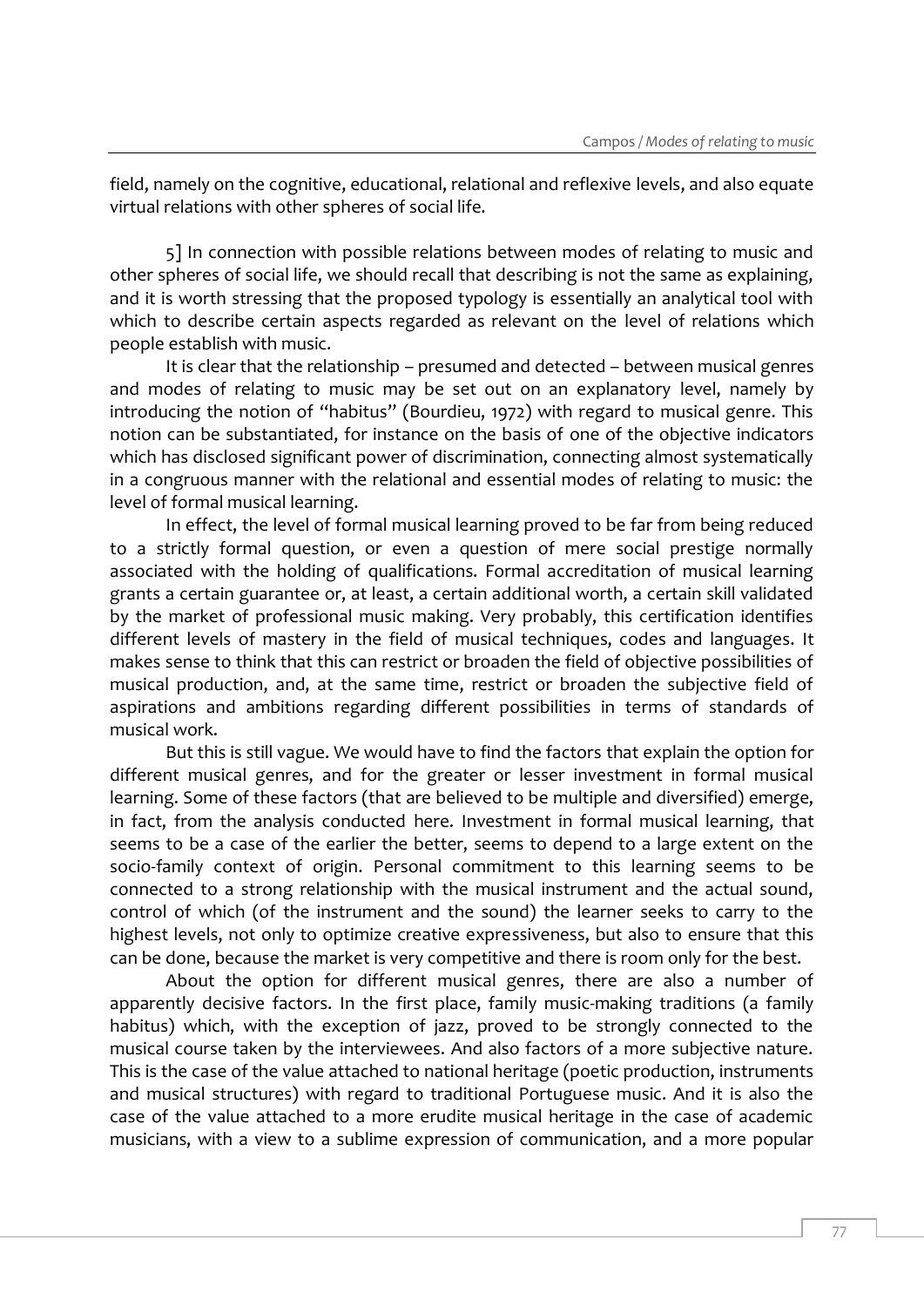field, namely on the cognitive, educational, relational and reflexive levels, and also equate virtual relations with other spheres of social life.

5] In connection with possible relations between modes of relating to music and other spheres of social life, we should recall that describing is not the same as explaining, and it is worth stressing that the proposed typology is essentially an analytical tool with which to describe certain aspects regarded as relevant on the level of relations which people establish with music.

It is clear that the relationship – presumed and detected – between musical genres and modes of relating to music may be set out on an explanatory level, namely by introducing the notion of "habitus" (Bourdieu, 1972) with regard to musical genre. This notion can be substantiated, for instance on the basis of one of the objective indicators which has disclosed significant power of discrimination, connecting almost systematically in a congruous manner with the relational and essential modes of relating to music: the level of formal musical learning.

In effect, the level of formal musical learning proved to be far from being reduced to a strictly formal question, or even a question of mere social prestige normally associated with the holding of qualifications. Formal accreditation of musical learning grants a certain guarantee or, at least, a certain additional worth, a certain skill validated by the market of professional music making. Very probably, this certification identifies different levels of mastery in the field of musical techniques, codes and languages. It makes sense to think that this can restrict or broaden the field of objective possibilities of musical production, and, at the same time, restrict or broaden the subjective field of aspirations and ambitions regarding different possibilities in terms of standards of musical work.

But this is still vague. We would have to find the factors that explain the option for different musical genres, and for the greater or lesser investment in formal musical learning. Some of these factors (that are believed to be multiple and diversified) emerge, in fact, from the analysis conducted here. Investment in formal musical learning, that seems to be a case of the earlier the better, seems to depend to a large extent on the socio-family context of origin. Personal commitment to this learning seems to be connected to a strong relationship with the musical instrument and the actual sound, control of which (of the instrument and the sound) the learner seeks to carry to the highest levels, not only to optimize creative expressiveness, but also to ensure that this can be done, because the market is very competitive and there is room only for the best.

About the option for different musical genres, there are also a number of apparently decisive factors. In the first place, family music-making traditions (a family habitus) which, with the exception of jazz, proved to be strongly connected to the musical course taken by the interviewees. And also factors of a more subjective nature. This is the case of the value attached to national heritage (poetic production, instruments and musical structures) with regard to traditional Portuguese music. And it is also the case of the value attached to a more erudite musical heritage in the case of academic musicians, with a view to a sublime expression of communication, and a more popular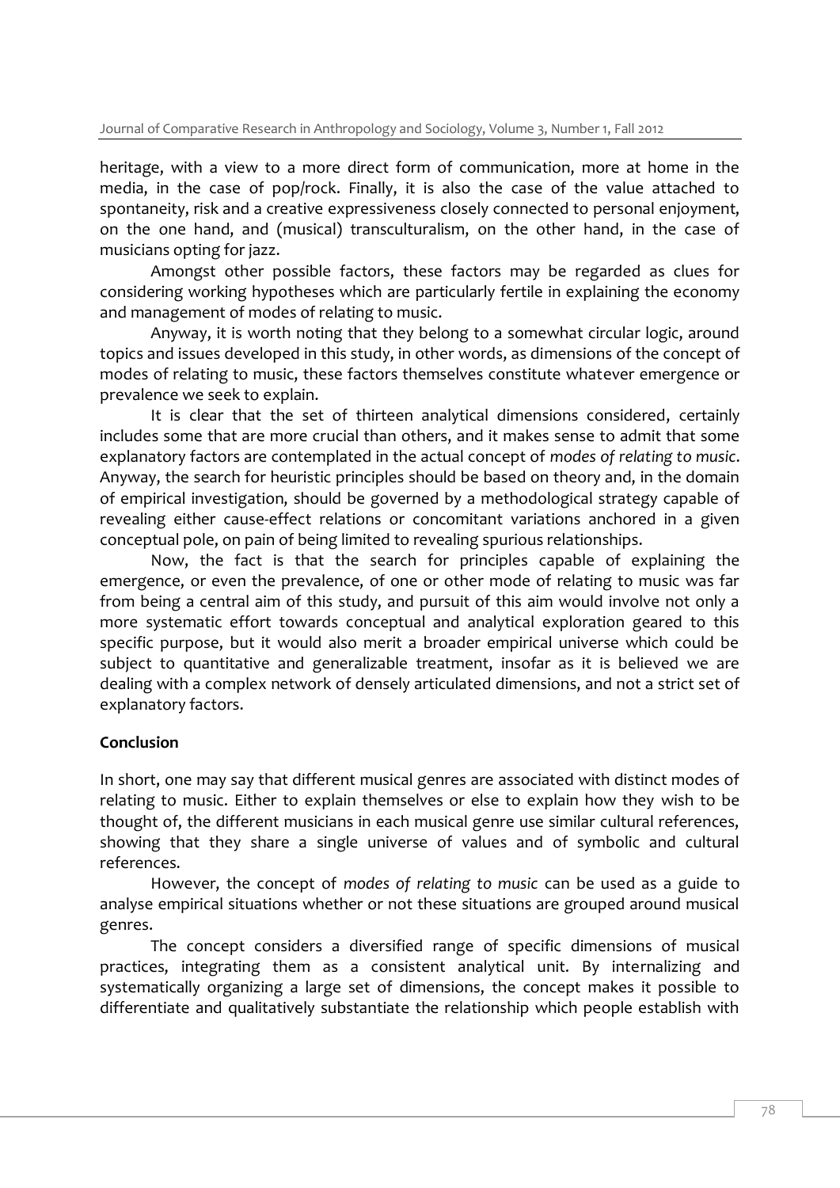heritage, with a view to a more direct form of communication, more at home in the media, in the case of pop/rock. Finally, it is also the case of the value attached to spontaneity, risk and a creative expressiveness closely connected to personal enjoyment, on the one hand, and (musical) transculturalism, on the other hand, in the case of musicians opting for jazz.

Amongst other possible factors, these factors may be regarded as clues for considering working hypotheses which are particularly fertile in explaining the economy and management of modes of relating to music.

Anyway, it is worth noting that they belong to a somewhat circular logic, around topics and issues developed in this study, in other words, as dimensions of the concept of modes of relating to music, these factors themselves constitute whatever emergence or prevalence we seek to explain.

It is clear that the set of thirteen analytical dimensions considered, certainly includes some that are more crucial than others, and it makes sense to admit that some explanatory factors are contemplated in the actual concept of *modes of relating to music*. Anyway, the search for heuristic principles should be based on theory and, in the domain of empirical investigation, should be governed by a methodological strategy capable of revealing either cause-effect relations or concomitant variations anchored in a given conceptual pole, on pain of being limited to revealing spurious relationships.

Now, the fact is that the search for principles capable of explaining the emergence, or even the prevalence, of one or other mode of relating to music was far from being a central aim of this study, and pursuit of this aim would involve not only a more systematic effort towards conceptual and analytical exploration geared to this specific purpose, but it would also merit a broader empirical universe which could be subject to quantitative and generalizable treatment, insofar as it is believed we are dealing with a complex network of densely articulated dimensions, and not a strict set of explanatory factors.

## Conclusion

In short, one may say that different musical genres are associated with distinct modes of relating to music. Either to explain themselves or else to explain how they wish to be thought of, the different musicians in each musical genre use similar cultural references, showing that they share a single universe of values and of symbolic and cultural references.

However, the concept of *modes of relating to music* can be used as a guide to analyse empirical situations whether or not these situations are grouped around musical genres.

The concept considers a diversified range of specific dimensions of musical practices, integrating them as a consistent analytical unit. By internalizing and systematically organizing a large set of dimensions, the concept makes it possible to differentiate and qualitatively substantiate the relationship which people establish with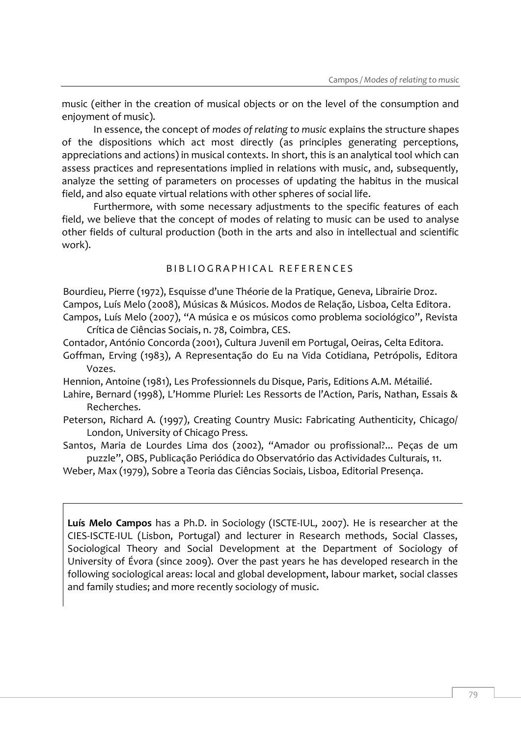music (either in the creation of musical objects or on the level of the consumption and enjoyment of music).

In essence, the concept of *modes of relating to music* explains the structure shapes of the dispositions which act most directly (as principles generating perceptions, appreciations and actions) in musical contexts. In short, this is an analytical tool which can assess practices and representations implied in relations with music, and, subsequently, analyze the setting of parameters on processes of updating the habitus in the musical field, and also equate virtual relations with other spheres of social life.

Furthermore, with some necessary adjustments to the specific features of each field, we believe that the concept of modes of relating to music can be used to analyse other fields of cultural production (both in the arts and also in intellectual and scientific work).

## BIBLIOGRAPHICAL REFERENCES

Bourdieu, Pierre (1972), Esquisse d'une Théorie de la Pratique, Geneva, Librairie Droz.

Campos, Luís Melo (2008), Músicas & Músicos. Modos de Relação, Lisboa, Celta Editora.

Campos, Luís Melo (2007), "A música e os músicos como problema sociológico", Revista Crítica de Ciências Sociais, n. 78, Coimbra, CES.

Contador, António Concorda (2001), Cultura Juvenil em Portugal, Oeiras, Celta Editora.

Goffman, Erving (1983), A Representação do Eu na Vida Cotidiana, Petrópolis, Editora Vozes.

Hennion, Antoine (1981), Les Professionnels du Disque, Paris, Editions A.M. Métailié.

Lahire, Bernard (1998), L'Homme Pluriel: Les Ressorts de l'Action, Paris, Nathan, Essais & Recherches.

Peterson, Richard A. (1997), Creating Country Music: Fabricating Authenticity, Chicago/ London, University of Chicago Press.

Santos, Maria de Lourdes Lima dos (2002), "Amador ou profissional?... Peças de um puzzle", OBS, Publicação Periódica do Observatório das Actividades Culturais, 11.

Weber, Max (1979), Sobre a Teoria das Ciências Sociais, Lisboa, Editorial Presença.

**Luís Melo Campos** has a Ph.D. in Sociology (ISCTE-IUL, 2007). He is researcher at the CIES-ISCTE-IUL (Lisbon, Portugal) and lecturer in Research methods, Social Classes, Sociological Theory and Social Development at the Department of Sociology of University of Évora (since 2009). Over the past years he has developed research in the following sociological areas: local and global development, labour market, social classes and family studies; and more recently sociology of music.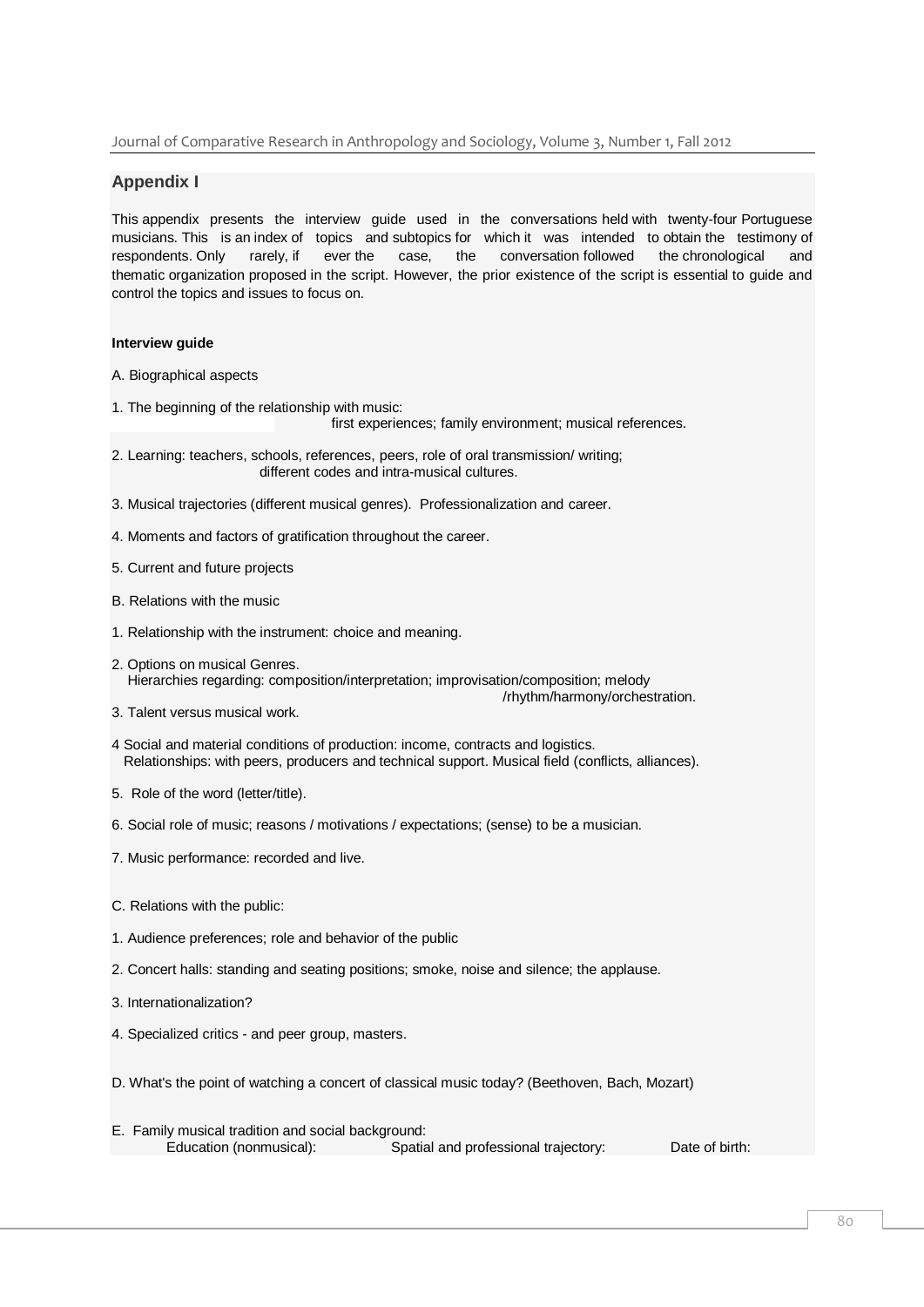## Appendix I

This appendix presents the interview guide used in the conversations held with twenty-four Portuguese musicians. This is an index of topics and subtopics for which it was intended to obtain the testimony of respondents. Only rarely, if ever the case, the conversation followed the chronological and thematic organization proposed in the script. However, the prior existence of the script is essential to guide and control the topics and issues to focus on.

**Interview guide**

A. Biographical aspects

1. The beginning of the relationship with music: first experiences; family environment; musical references.

2. Learning: teachers, schools, references, peers, role of oral transmission/ writing; different codes and intra-musical cultures.

3. Musical trajectories (different musical genres). Professionalization and career.

4. Moments and factors of gratification throughout the career.

5. Current and future projects

B. Relations with the music

1. Relationship with the instrument: choice and meaning.

2. Options on musical Genres.
   Hierarchies regarding: composition/interpretation; improvisation/composition; melody /rhythm/harmony/orchestration.

3. Talent versus musical work.

4 Social and material conditions of production: income, contracts and logistics.
   Relationships: with peers, producers and technical support. Musical field (conflicts, alliances).

5. Role of the word (letter/title).

6. Social role of music; reasons / motivations / expectations; (sense) to be a musician.

7. Music performance: recorded and live.

C. Relations with the public:

1. Audience preferences; role and behavior of the public

2. Concert halls: standing and seating positions; smoke, noise and silence; the applause.

3. Internationalization?

4. Specialized critics - and peer group, masters.

D. What's the point of watching a concert of classical music today? (Beethoven, Bach, Mozart)

E. Family musical tradition and social background:
   Education (nonmusical): Spatial and professional trajectory: Date of birth: